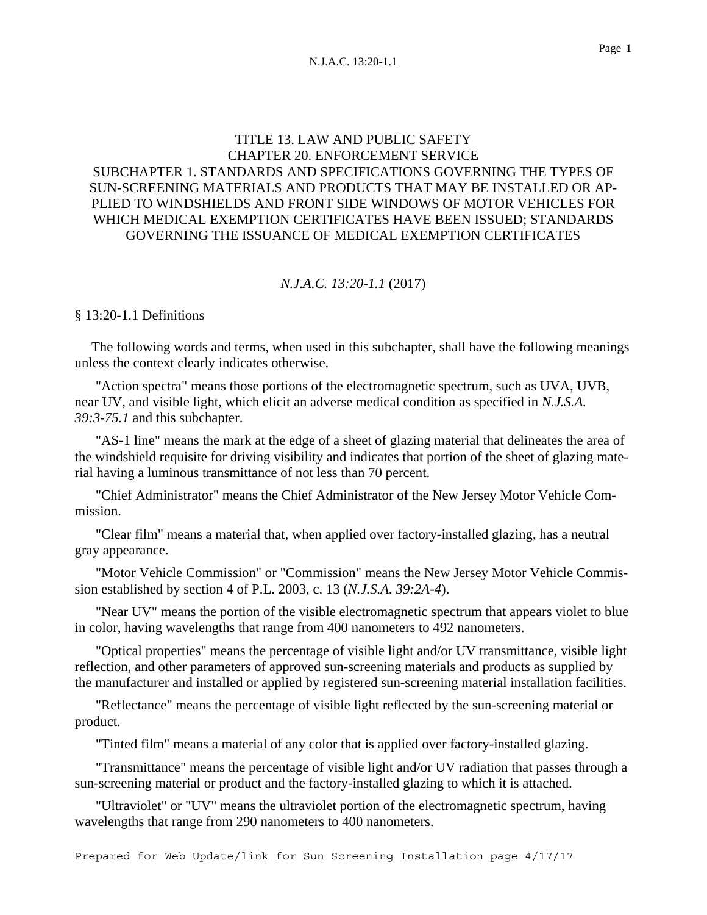# TITLE 13. LAW AND PUBLIC SAFETY
## CHAPTER 20. ENFORCEMENT SERVICE
### SUBCHAPTER 1. STANDARDS AND SPECIFICATIONS GOVERNING THE TYPES OF SUN-SCREENING MATERIALS AND PRODUCTS THAT MAY BE INSTALLED OR APPLIED TO WINDSHIELDS AND FRONT SIDE WINDOWS OF MOTOR VEHICLES FOR WHICH MEDICAL EXEMPTION CERTIFICATES HAVE BEEN ISSUED; STANDARDS GOVERNING THE ISSUANCE OF MEDICAL EXEMPTION CERTIFICATES

*N.J.A.C. 13:20-1.1* (2017)

§ 13:20-1.1 Definitions

The following words and terms, when used in this subchapter, shall have the following meanings unless the context clearly indicates otherwise.

"Action spectra" means those portions of the electromagnetic spectrum, such as UVA, UVB, near UV, and visible light, which elicit an adverse medical condition as specified in *N.J.S.A. 39:3-75.1* and this subchapter.

"AS-1 line" means the mark at the edge of a sheet of glazing material that delineates the area of the windshield requisite for driving visibility and indicates that portion of the sheet of glazing material having a luminous transmittance of not less than 70 percent.

"Chief Administrator" means the Chief Administrator of the New Jersey Motor Vehicle Commission.

"Clear film" means a material that, when applied over factory-installed glazing, has a neutral gray appearance.

"Motor Vehicle Commission" or "Commission" means the New Jersey Motor Vehicle Commission established by section 4 of P.L. 2003, c. 13 (*N.J.S.A. 39:2A-4*).

"Near UV" means the portion of the visible electromagnetic spectrum that appears violet to blue in color, having wavelengths that range from 400 nanometers to 492 nanometers.

"Optical properties" means the percentage of visible light and/or UV transmittance, visible light reflection, and other parameters of approved sun-screening materials and products as supplied by the manufacturer and installed or applied by registered sun-screening material installation facilities.

"Reflectance" means the percentage of visible light reflected by the sun-screening material or product.

"Tinted film" means a material of any color that is applied over factory-installed glazing.

"Transmittance" means the percentage of visible light and/or UV radiation that passes through a sun-screening material or product and the factory-installed glazing to which it is attached.

"Ultraviolet" or "UV" means the ultraviolet portion of the electromagnetic spectrum, having wavelengths that range from 290 nanometers to 400 nanometers.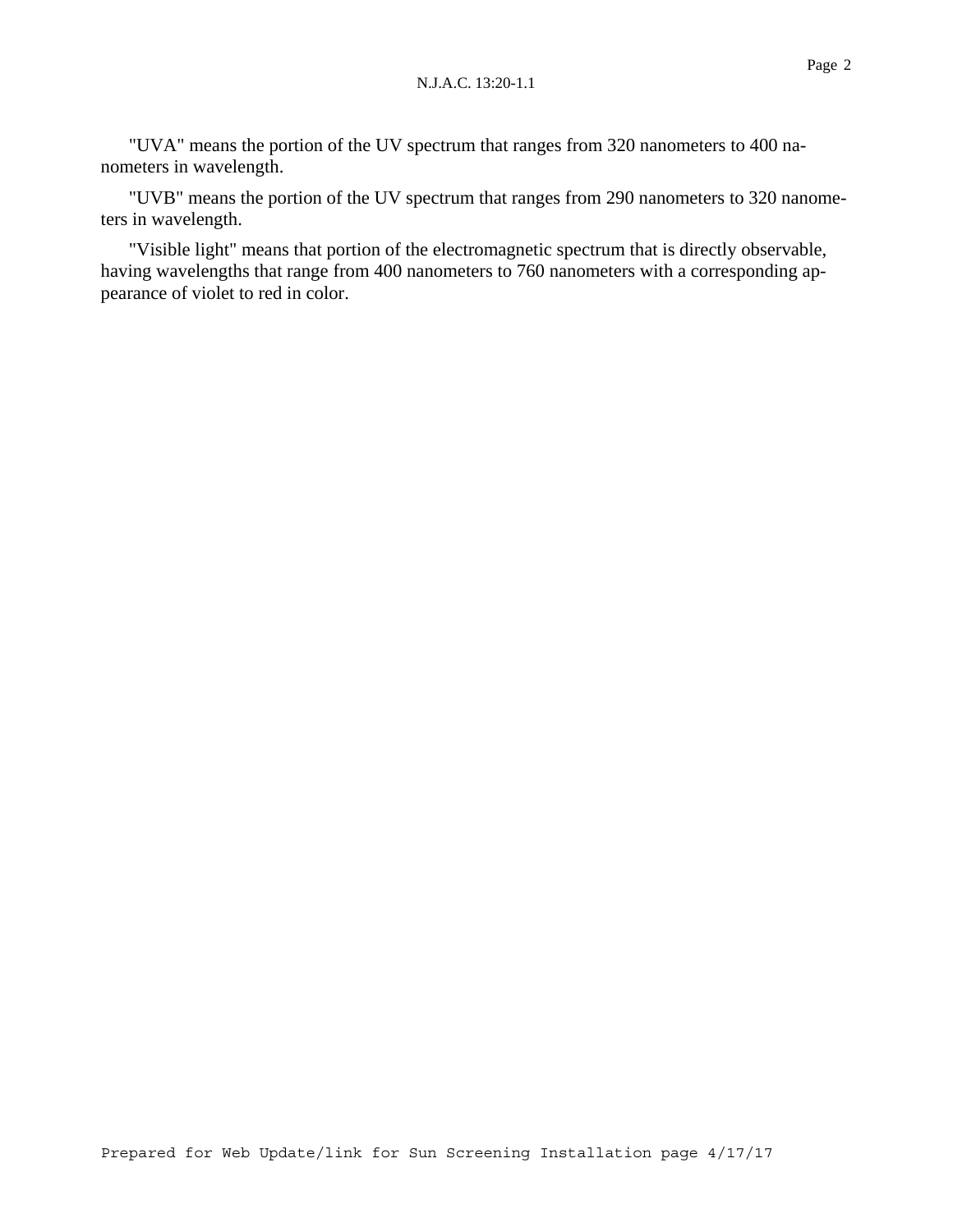"UVA" means the portion of the UV spectrum that ranges from 320 nanometers to 400 nanometers in wavelength.

"UVB" means the portion of the UV spectrum that ranges from 290 nanometers to 320 nanometers in wavelength.

"Visible light" means that portion of the electromagnetic spectrum that is directly observable, having wavelengths that range from 400 nanometers to 760 nanometers with a corresponding appearance of violet to red in color.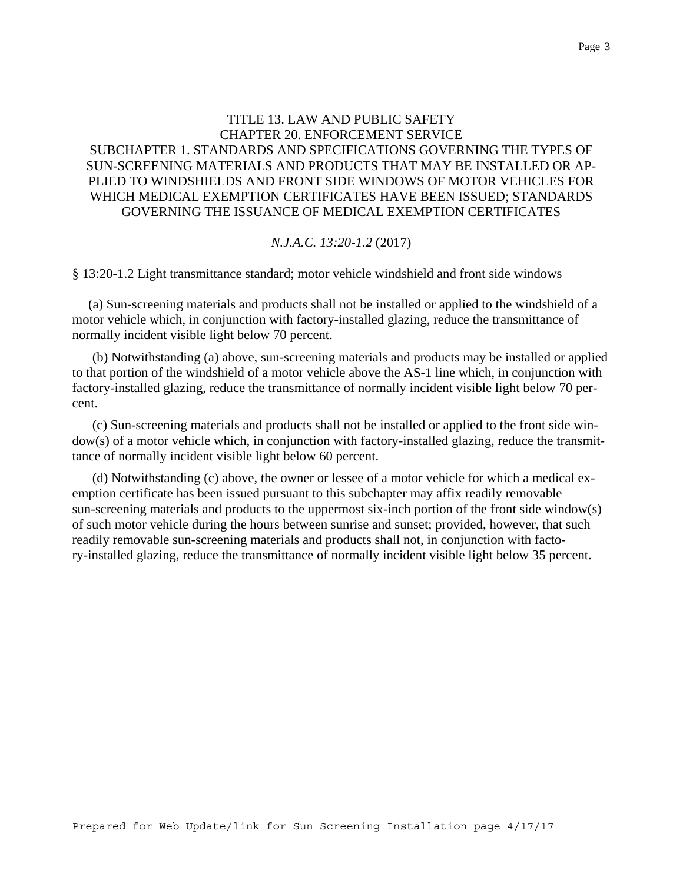# TITLE 13. LAW AND PUBLIC SAFETY
## CHAPTER 20. ENFORCEMENT SERVICE
### SUBCHAPTER 1. STANDARDS AND SPECIFICATIONS GOVERNING THE TYPES OF SUN-SCREENING MATERIALS AND PRODUCTS THAT MAY BE INSTALLED OR APPLIED TO WINDSHIELDS AND FRONT SIDE WINDOWS OF MOTOR VEHICLES FOR WHICH MEDICAL EXEMPTION CERTIFICATES HAVE BEEN ISSUED; STANDARDS GOVERNING THE ISSUANCE OF MEDICAL EXEMPTION CERTIFICATES

*N.J.A.C. 13:20-1.2* (2017)

§ 13:20-1.2 Light transmittance standard; motor vehicle windshield and front side windows

(a) Sun-screening materials and products shall not be installed or applied to the windshield of a motor vehicle which, in conjunction with factory-installed glazing, reduce the transmittance of normally incident visible light below 70 percent.

(b) Notwithstanding (a) above, sun-screening materials and products may be installed or applied to that portion of the windshield of a motor vehicle above the AS-1 line which, in conjunction with factory-installed glazing, reduce the transmittance of normally incident visible light below 70 percent.

(c) Sun-screening materials and products shall not be installed or applied to the front side window(s) of a motor vehicle which, in conjunction with factory-installed glazing, reduce the transmittance of normally incident visible light below 60 percent.

(d) Notwithstanding (c) above, the owner or lessee of a motor vehicle for which a medical exemption certificate has been issued pursuant to this subchapter may affix readily removable sun-screening materials and products to the uppermost six-inch portion of the front side window(s) of such motor vehicle during the hours between sunrise and sunset; provided, however, that such readily removable sun-screening materials and products shall not, in conjunction with factory-installed glazing, reduce the transmittance of normally incident visible light below 35 percent.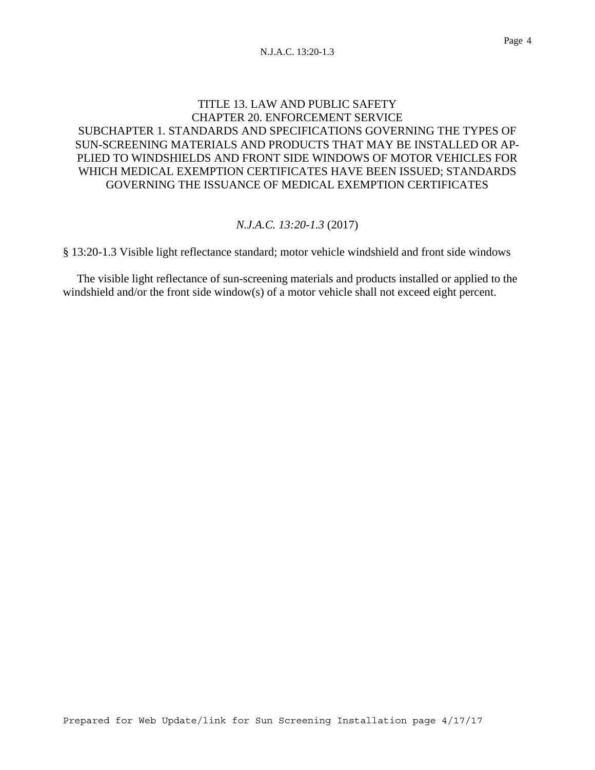TITLE 13. LAW AND PUBLIC SAFETY
CHAPTER 20. ENFORCEMENT SERVICE
SUBCHAPTER 1. STANDARDS AND SPECIFICATIONS GOVERNING THE TYPES OF SUN-SCREENING MATERIALS AND PRODUCTS THAT MAY BE INSTALLED OR APPLIED TO WINDSHIELDS AND FRONT SIDE WINDOWS OF MOTOR VEHICLES FOR WHICH MEDICAL EXEMPTION CERTIFICATES HAVE BEEN ISSUED; STANDARDS GOVERNING THE ISSUANCE OF MEDICAL EXEMPTION CERTIFICATES

*N.J.A.C. 13:20-1.3* (2017)

§ 13:20-1.3 Visible light reflectance standard; motor vehicle windshield and front side windows

The visible light reflectance of sun-screening materials and products installed or applied to the windshield and/or the front side window(s) of a motor vehicle shall not exceed eight percent.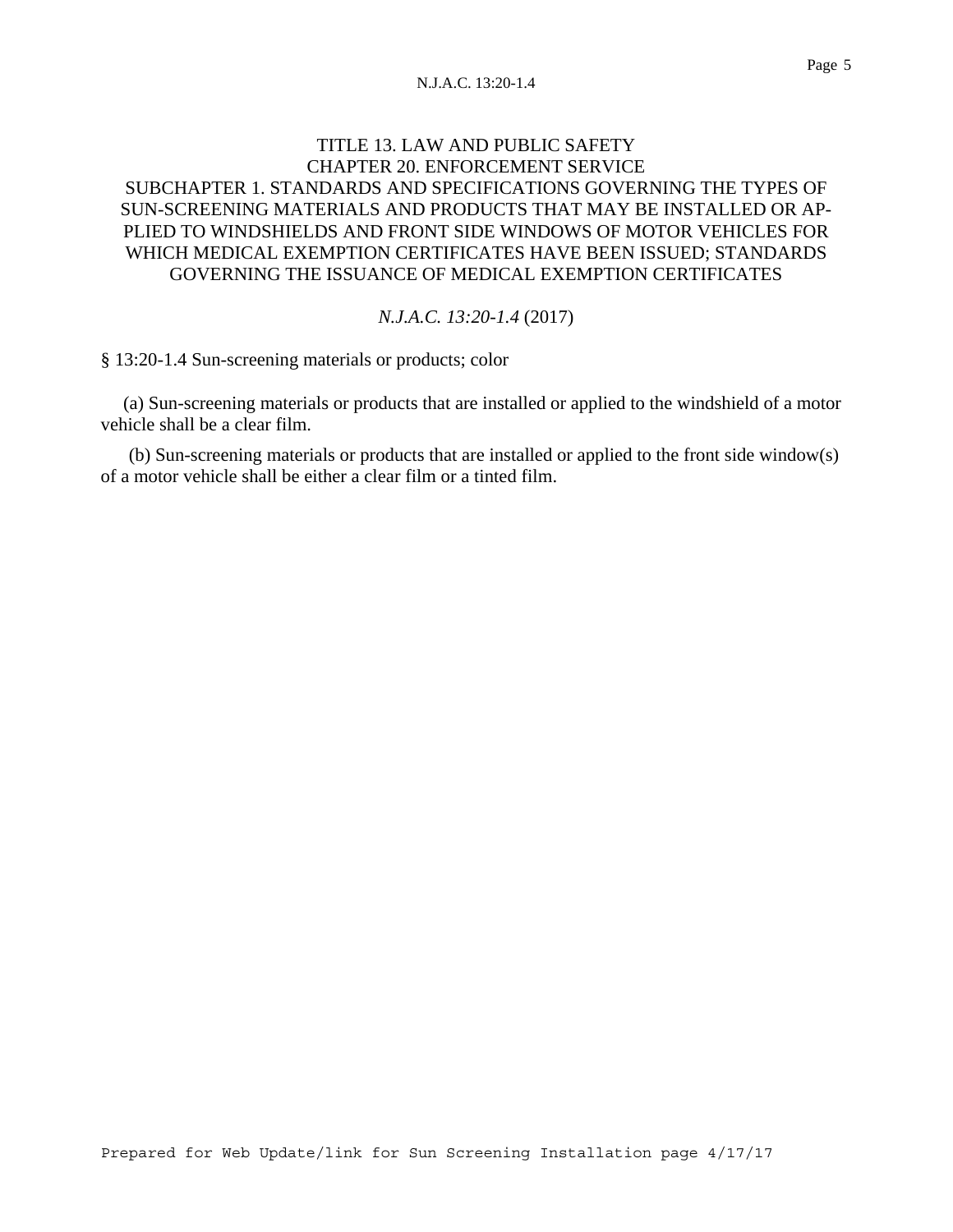TITLE 13. LAW AND PUBLIC SAFETY
CHAPTER 20. ENFORCEMENT SERVICE
SUBCHAPTER 1. STANDARDS AND SPECIFICATIONS GOVERNING THE TYPES OF SUN-SCREENING MATERIALS AND PRODUCTS THAT MAY BE INSTALLED OR APPLIED TO WINDSHIELDS AND FRONT SIDE WINDOWS OF MOTOR VEHICLES FOR WHICH MEDICAL EXEMPTION CERTIFICATES HAVE BEEN ISSUED; STANDARDS GOVERNING THE ISSUANCE OF MEDICAL EXEMPTION CERTIFICATES

*N.J.A.C. 13:20-1.4* (2017)

§ 13:20-1.4 Sun-screening materials or products; color

(a) Sun-screening materials or products that are installed or applied to the windshield of a motor vehicle shall be a clear film.

(b) Sun-screening materials or products that are installed or applied to the front side window(s) of a motor vehicle shall be either a clear film or a tinted film.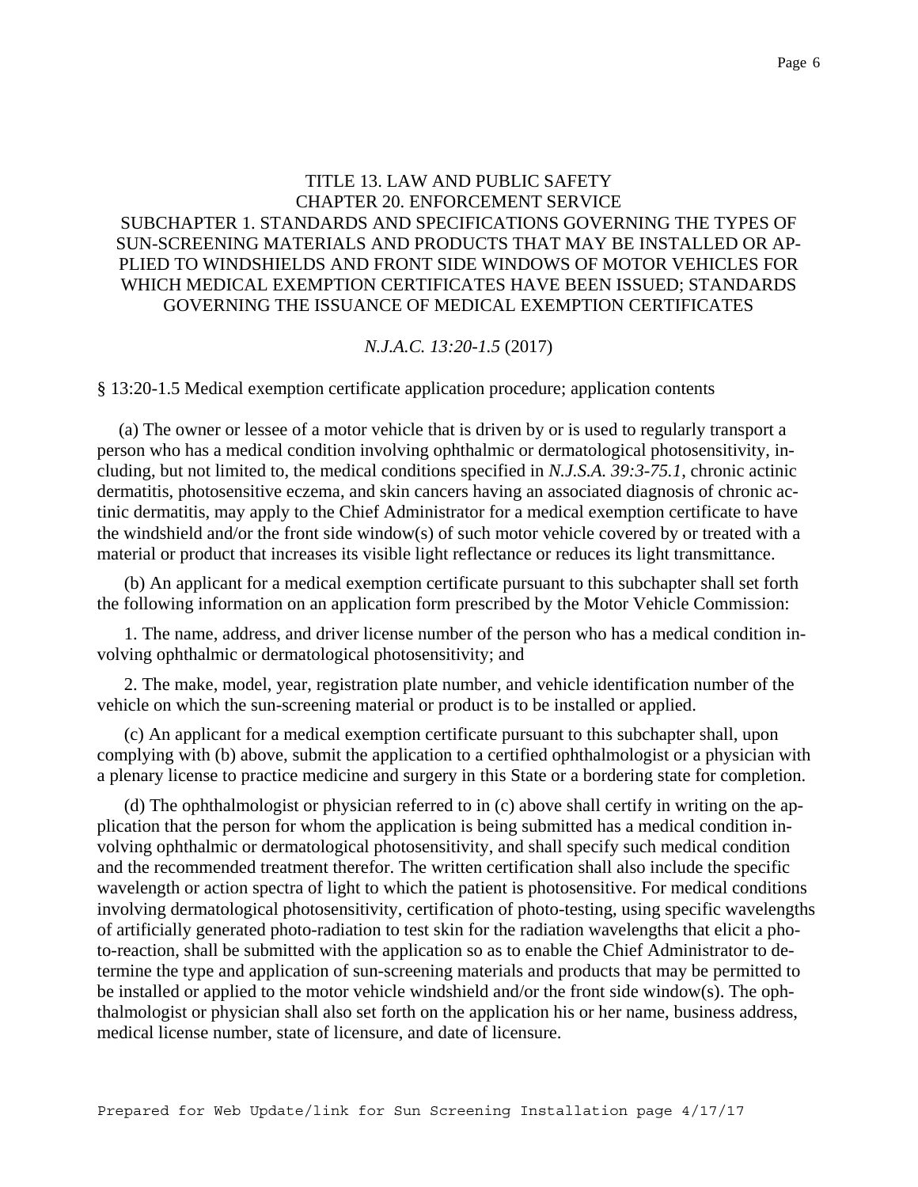# TITLE 13. LAW AND PUBLIC SAFETY
## CHAPTER 20. ENFORCEMENT SERVICE
### SUBCHAPTER 1. STANDARDS AND SPECIFICATIONS GOVERNING THE TYPES OF SUN-SCREENING MATERIALS AND PRODUCTS THAT MAY BE INSTALLED OR APPLIED TO WINDSHIELDS AND FRONT SIDE WINDOWS OF MOTOR VEHICLES FOR WHICH MEDICAL EXEMPTION CERTIFICATES HAVE BEEN ISSUED; STANDARDS GOVERNING THE ISSUANCE OF MEDICAL EXEMPTION CERTIFICATES

*N.J.A.C. 13:20-1.5* (2017)

§ 13:20-1.5 Medical exemption certificate application procedure; application contents

(a) The owner or lessee of a motor vehicle that is driven by or is used to regularly transport a person who has a medical condition involving ophthalmic or dermatological photosensitivity, including, but not limited to, the medical conditions specified in *N.J.S.A. 39:3-75.1*, chronic actinic dermatitis, photosensitive eczema, and skin cancers having an associated diagnosis of chronic actinic dermatitis, may apply to the Chief Administrator for a medical exemption certificate to have the windshield and/or the front side window(s) of such motor vehicle covered by or treated with a material or product that increases its visible light reflectance or reduces its light transmittance.

(b) An applicant for a medical exemption certificate pursuant to this subchapter shall set forth the following information on an application form prescribed by the Motor Vehicle Commission:

1. The name, address, and driver license number of the person who has a medical condition involving ophthalmic or dermatological photosensitivity; and

2. The make, model, year, registration plate number, and vehicle identification number of the vehicle on which the sun-screening material or product is to be installed or applied.

(c) An applicant for a medical exemption certificate pursuant to this subchapter shall, upon complying with (b) above, submit the application to a certified ophthalmologist or a physician with a plenary license to practice medicine and surgery in this State or a bordering state for completion.

(d) The ophthalmologist or physician referred to in (c) above shall certify in writing on the application that the person for whom the application is being submitted has a medical condition involving ophthalmic or dermatological photosensitivity, and shall specify such medical condition and the recommended treatment therefor. The written certification shall also include the specific wavelength or action spectra of light to which the patient is photosensitive. For medical conditions involving dermatological photosensitivity, certification of photo-testing, using specific wavelengths of artificially generated photo-radiation to test skin for the radiation wavelengths that elicit a photo-reaction, shall be submitted with the application so as to enable the Chief Administrator to determine the type and application of sun-screening materials and products that may be permitted to be installed or applied to the motor vehicle windshield and/or the front side window(s). The ophthalmologist or physician shall also set forth on the application his or her name, business address, medical license number, state of licensure, and date of licensure.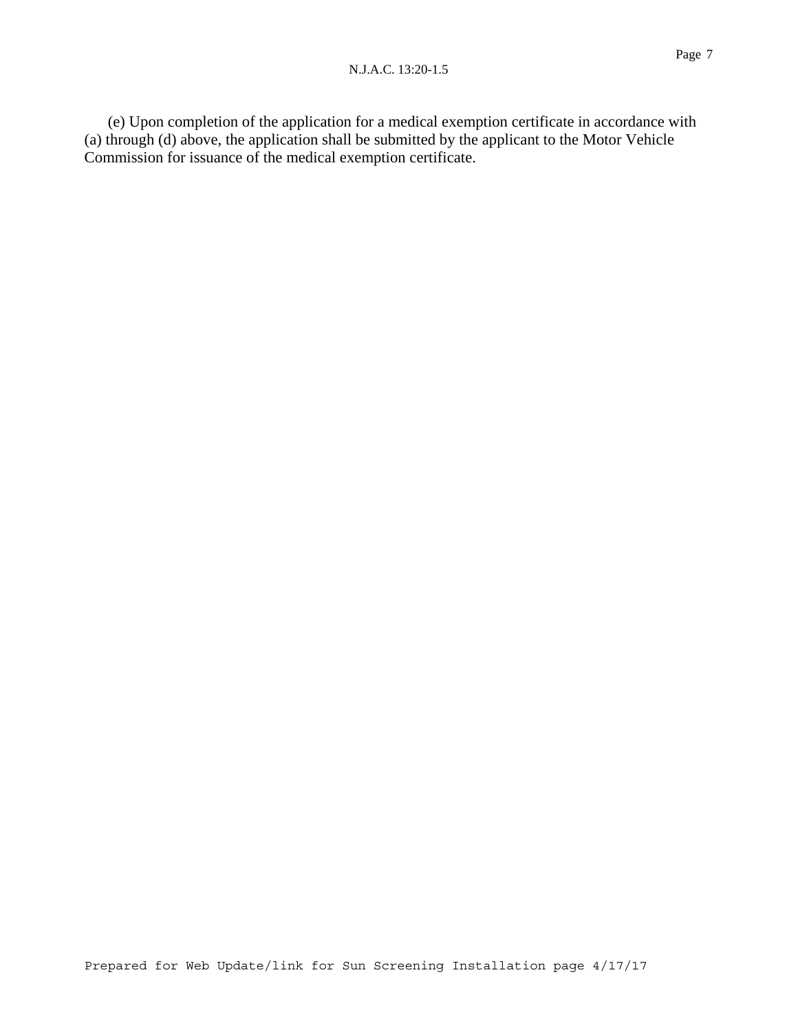(e) Upon completion of the application for a medical exemption certificate in accordance with (a) through (d) above, the application shall be submitted by the applicant to the Motor Vehicle Commission for issuance of the medical exemption certificate.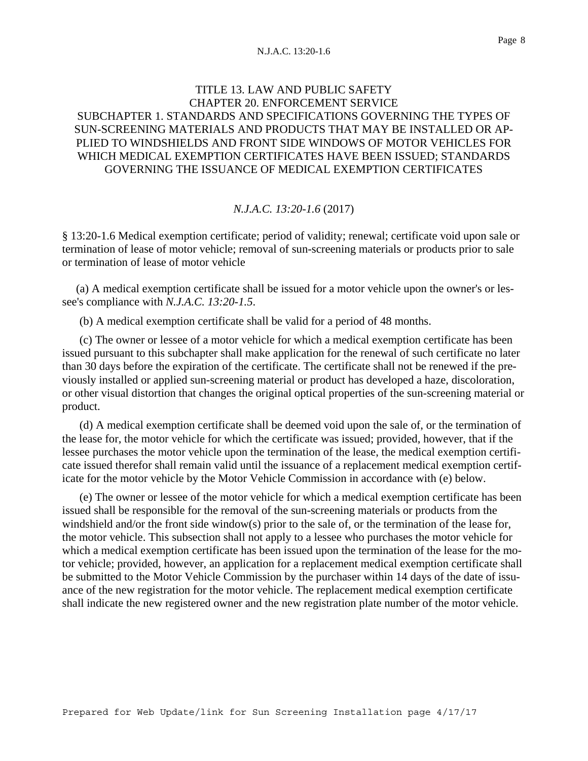# TITLE 13. LAW AND PUBLIC SAFETY
## CHAPTER 20. ENFORCEMENT SERVICE
### SUBCHAPTER 1. STANDARDS AND SPECIFICATIONS GOVERNING THE TYPES OF SUN-SCREENING MATERIALS AND PRODUCTS THAT MAY BE INSTALLED OR APPLIED TO WINDSHIELDS AND FRONT SIDE WINDOWS OF MOTOR VEHICLES FOR WHICH MEDICAL EXEMPTION CERTIFICATES HAVE BEEN ISSUED; STANDARDS GOVERNING THE ISSUANCE OF MEDICAL EXEMPTION CERTIFICATES

*N.J.A.C. 13:20-1.6* (2017)

§ 13:20-1.6 Medical exemption certificate; period of validity; renewal; certificate void upon sale or termination of lease of motor vehicle; removal of sun-screening materials or products prior to sale or termination of lease of motor vehicle

(a) A medical exemption certificate shall be issued for a motor vehicle upon the owner's or lessee's compliance with *N.J.A.C. 13:20-1.5*.

(b) A medical exemption certificate shall be valid for a period of 48 months.

(c) The owner or lessee of a motor vehicle for which a medical exemption certificate has been issued pursuant to this subchapter shall make application for the renewal of such certificate no later than 30 days before the expiration of the certificate. The certificate shall not be renewed if the previously installed or applied sun-screening material or product has developed a haze, discoloration, or other visual distortion that changes the original optical properties of the sun-screening material or product.

(d) A medical exemption certificate shall be deemed void upon the sale of, or the termination of the lease for, the motor vehicle for which the certificate was issued; provided, however, that if the lessee purchases the motor vehicle upon the termination of the lease, the medical exemption certificate issued therefor shall remain valid until the issuance of a replacement medical exemption certificate for the motor vehicle by the Motor Vehicle Commission in accordance with (e) below.

(e) The owner or lessee of the motor vehicle for which a medical exemption certificate has been issued shall be responsible for the removal of the sun-screening materials or products from the windshield and/or the front side window(s) prior to the sale of, or the termination of the lease for, the motor vehicle. This subsection shall not apply to a lessee who purchases the motor vehicle for which a medical exemption certificate has been issued upon the termination of the lease for the motor vehicle; provided, however, an application for a replacement medical exemption certificate shall be submitted to the Motor Vehicle Commission by the purchaser within 14 days of the date of issuance of the new registration for the motor vehicle. The replacement medical exemption certificate shall indicate the new registered owner and the new registration plate number of the motor vehicle.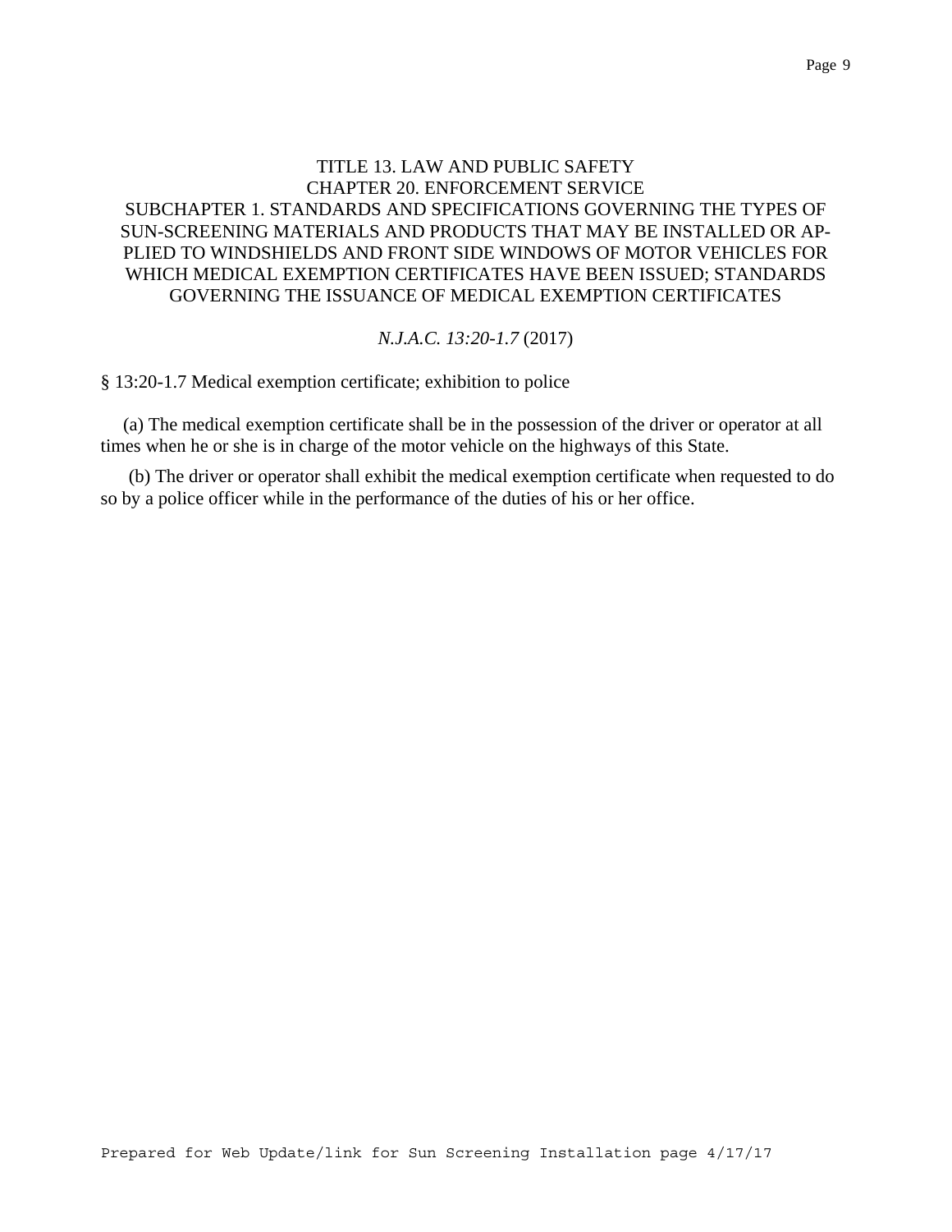TITLE 13. LAW AND PUBLIC SAFETY
CHAPTER 20. ENFORCEMENT SERVICE
SUBCHAPTER 1. STANDARDS AND SPECIFICATIONS GOVERNING THE TYPES OF SUN-SCREENING MATERIALS AND PRODUCTS THAT MAY BE INSTALLED OR APPLIED TO WINDSHIELDS AND FRONT SIDE WINDOWS OF MOTOR VEHICLES FOR WHICH MEDICAL EXEMPTION CERTIFICATES HAVE BEEN ISSUED; STANDARDS GOVERNING THE ISSUANCE OF MEDICAL EXEMPTION CERTIFICATES

*N.J.A.C. 13:20-1.7* (2017)

§ 13:20-1.7 Medical exemption certificate; exhibition to police

(a) The medical exemption certificate shall be in the possession of the driver or operator at all times when he or she is in charge of the motor vehicle on the highways of this State.

(b) The driver or operator shall exhibit the medical exemption certificate when requested to do so by a police officer while in the performance of the duties of his or her office.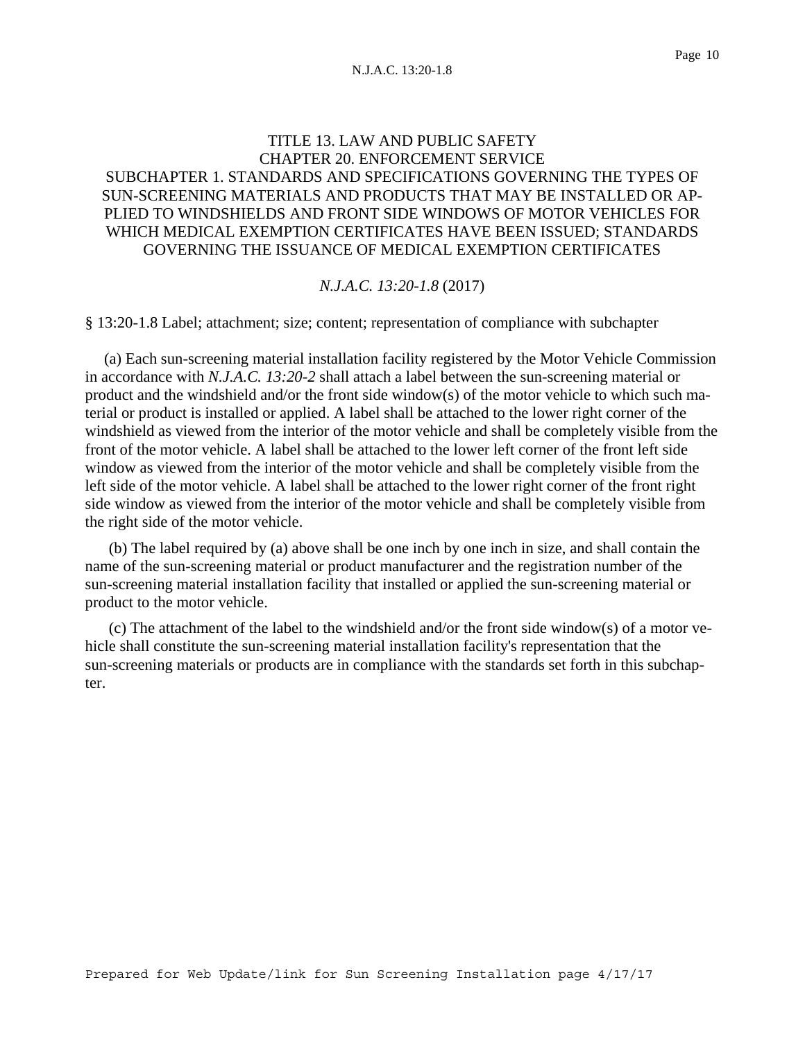# TITLE 13. LAW AND PUBLIC SAFETY
## CHAPTER 20. ENFORCEMENT SERVICE
## SUBCHAPTER 1. STANDARDS AND SPECIFICATIONS GOVERNING THE TYPES OF SUN-SCREENING MATERIALS AND PRODUCTS THAT MAY BE INSTALLED OR APPLIED TO WINDSHIELDS AND FRONT SIDE WINDOWS OF MOTOR VEHICLES FOR WHICH MEDICAL EXEMPTION CERTIFICATES HAVE BEEN ISSUED; STANDARDS GOVERNING THE ISSUANCE OF MEDICAL EXEMPTION CERTIFICATES

*N.J.A.C. 13:20-1.8* (2017)

§ 13:20-1.8 Label; attachment; size; content; representation of compliance with subchapter

(a) Each sun-screening material installation facility registered by the Motor Vehicle Commission in accordance with *N.J.A.C. 13:20-2* shall attach a label between the sun-screening material or product and the windshield and/or the front side window(s) of the motor vehicle to which such material or product is installed or applied. A label shall be attached to the lower right corner of the windshield as viewed from the interior of the motor vehicle and shall be completely visible from the front of the motor vehicle. A label shall be attached to the lower left corner of the front left side window as viewed from the interior of the motor vehicle and shall be completely visible from the left side of the motor vehicle. A label shall be attached to the lower right corner of the front right side window as viewed from the interior of the motor vehicle and shall be completely visible from the right side of the motor vehicle.

(b) The label required by (a) above shall be one inch by one inch in size, and shall contain the name of the sun-screening material or product manufacturer and the registration number of the sun-screening material installation facility that installed or applied the sun-screening material or product to the motor vehicle.

(c) The attachment of the label to the windshield and/or the front side window(s) of a motor vehicle shall constitute the sun-screening material installation facility's representation that the sun-screening materials or products are in compliance with the standards set forth in this subchapter.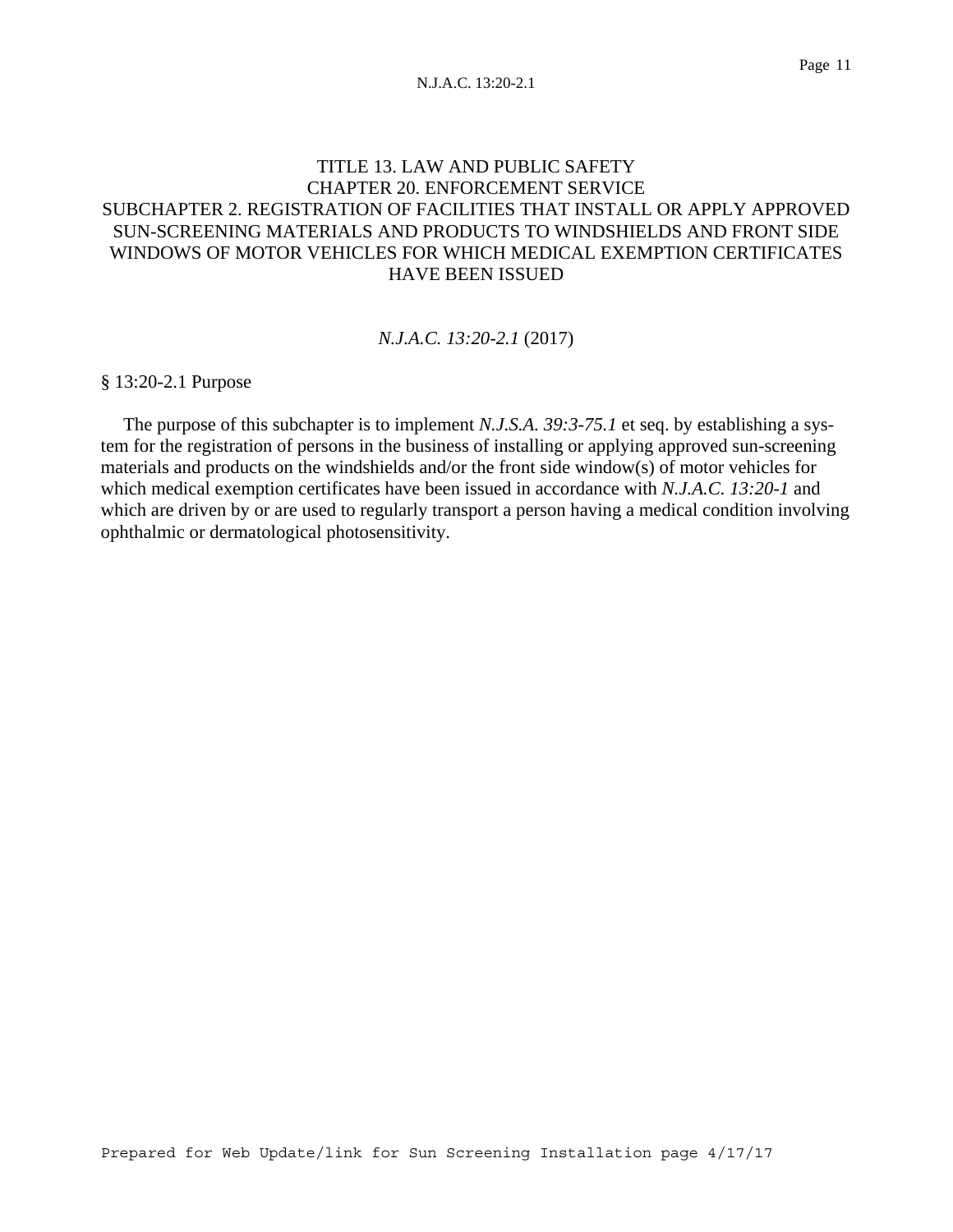# TITLE 13. LAW AND PUBLIC SAFETY
## CHAPTER 20. ENFORCEMENT SERVICE
### SUBCHAPTER 2. REGISTRATION OF FACILITIES THAT INSTALL OR APPLY APPROVED SUN-SCREENING MATERIALS AND PRODUCTS TO WINDSHIELDS AND FRONT SIDE WINDOWS OF MOTOR VEHICLES FOR WHICH MEDICAL EXEMPTION CERTIFICATES HAVE BEEN ISSUED

*N.J.A.C. 13:20-2.1* (2017)

§ 13:20-2.1 Purpose

The purpose of this subchapter is to implement *N.J.S.A. 39:3-75.1* et seq. by establishing a system for the registration of persons in the business of installing or applying approved sun-screening materials and products on the windshields and/or the front side window(s) of motor vehicles for which medical exemption certificates have been issued in accordance with *N.J.A.C. 13:20-1* and which are driven by or are used to regularly transport a person having a medical condition involving ophthalmic or dermatological photosensitivity.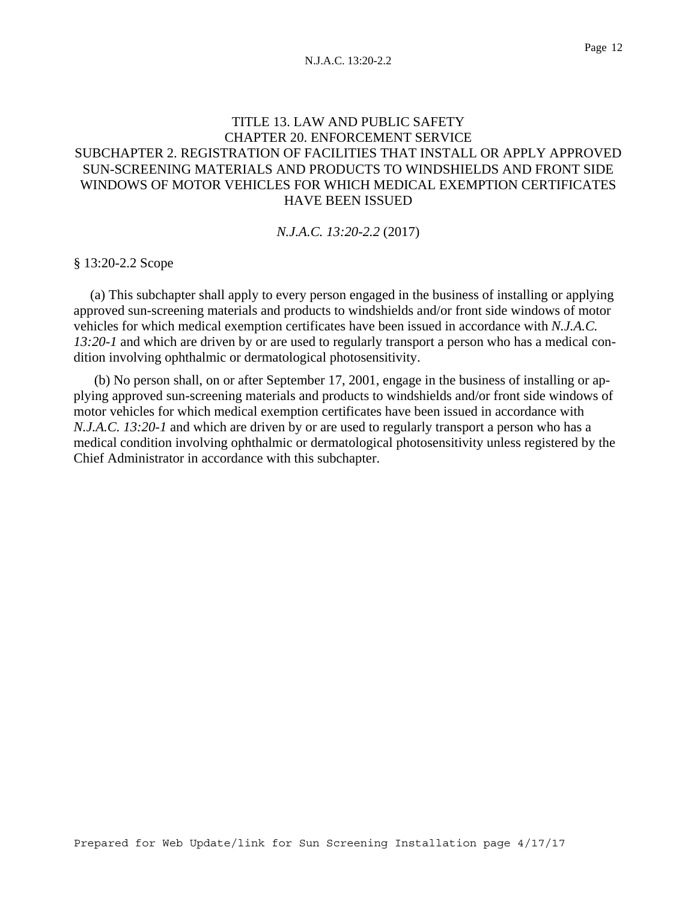# TITLE 13. LAW AND PUBLIC SAFETY
## CHAPTER 20. ENFORCEMENT SERVICE
## SUBCHAPTER 2. REGISTRATION OF FACILITIES THAT INSTALL OR APPLY APPROVED SUN-SCREENING MATERIALS AND PRODUCTS TO WINDSHIELDS AND FRONT SIDE WINDOWS OF MOTOR VEHICLES FOR WHICH MEDICAL EXEMPTION CERTIFICATES HAVE BEEN ISSUED

*N.J.A.C. 13:20-2.2* (2017)

### § 13:20-2.2 Scope

(a) This subchapter shall apply to every person engaged in the business of installing or applying approved sun-screening materials and products to windshields and/or front side windows of motor vehicles for which medical exemption certificates have been issued in accordance with *N.J.A.C. 13:20-1* and which are driven by or are used to regularly transport a person who has a medical condition involving ophthalmic or dermatological photosensitivity.

(b) No person shall, on or after September 17, 2001, engage in the business of installing or applying approved sun-screening materials and products to windshields and/or front side windows of motor vehicles for which medical exemption certificates have been issued in accordance with *N.J.A.C. 13:20-1* and which are driven by or are used to regularly transport a person who has a medical condition involving ophthalmic or dermatological photosensitivity unless registered by the Chief Administrator in accordance with this subchapter.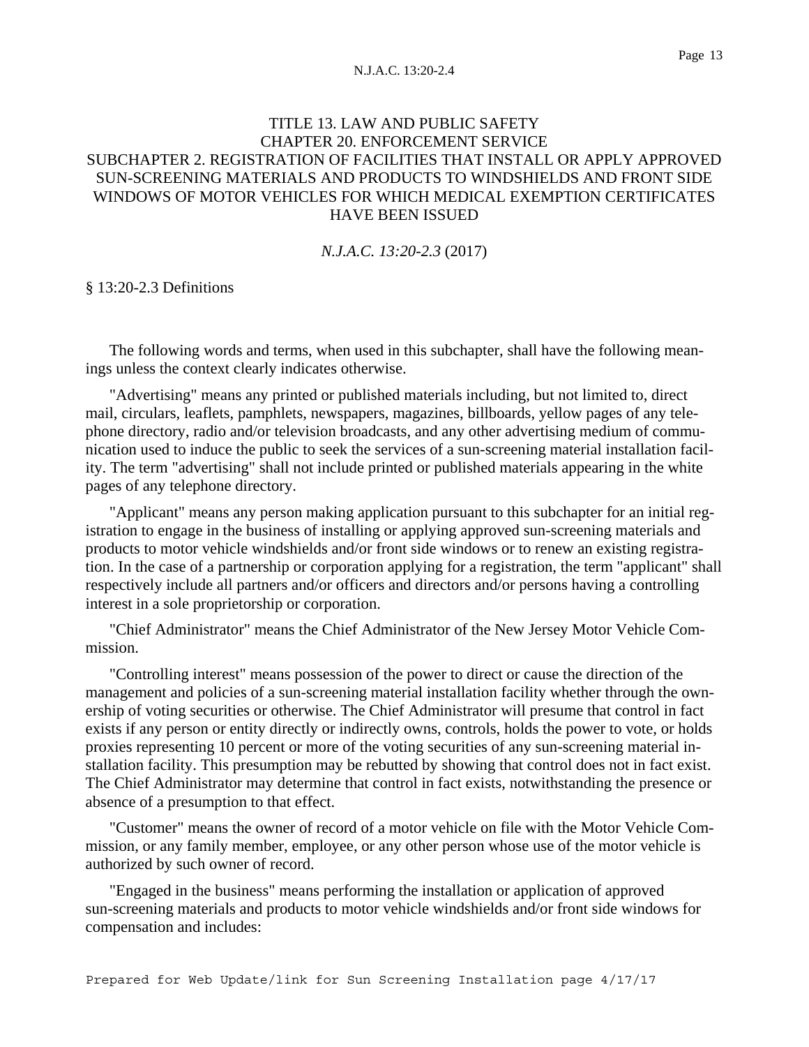TITLE 13. LAW AND PUBLIC SAFETY
CHAPTER 20. ENFORCEMENT SERVICE
SUBCHAPTER 2. REGISTRATION OF FACILITIES THAT INSTALL OR APPLY APPROVED SUN-SCREENING MATERIALS AND PRODUCTS TO WINDSHIELDS AND FRONT SIDE WINDOWS OF MOTOR VEHICLES FOR WHICH MEDICAL EXEMPTION CERTIFICATES HAVE BEEN ISSUED

*N.J.A.C. 13:20-2.3* (2017)

§ 13:20-2.3 Definitions

The following words and terms, when used in this subchapter, shall have the following meanings unless the context clearly indicates otherwise.

"Advertising" means any printed or published materials including, but not limited to, direct mail, circulars, leaflets, pamphlets, newspapers, magazines, billboards, yellow pages of any telephone directory, radio and/or television broadcasts, and any other advertising medium of communication used to induce the public to seek the services of a sun-screening material installation facility. The term "advertising" shall not include printed or published materials appearing in the white pages of any telephone directory.

"Applicant" means any person making application pursuant to this subchapter for an initial registration to engage in the business of installing or applying approved sun-screening materials and products to motor vehicle windshields and/or front side windows or to renew an existing registration. In the case of a partnership or corporation applying for a registration, the term "applicant" shall respectively include all partners and/or officers and directors and/or persons having a controlling interest in a sole proprietorship or corporation.

"Chief Administrator" means the Chief Administrator of the New Jersey Motor Vehicle Commission.

"Controlling interest" means possession of the power to direct or cause the direction of the management and policies of a sun-screening material installation facility whether through the ownership of voting securities or otherwise. The Chief Administrator will presume that control in fact exists if any person or entity directly or indirectly owns, controls, holds the power to vote, or holds proxies representing 10 percent or more of the voting securities of any sun-screening material installation facility. This presumption may be rebutted by showing that control does not in fact exist. The Chief Administrator may determine that control in fact exists, notwithstanding the presence or absence of a presumption to that effect.

"Customer" means the owner of record of a motor vehicle on file with the Motor Vehicle Commission, or any family member, employee, or any other person whose use of the motor vehicle is authorized by such owner of record.

"Engaged in the business" means performing the installation or application of approved sun-screening materials and products to motor vehicle windshields and/or front side windows for compensation and includes: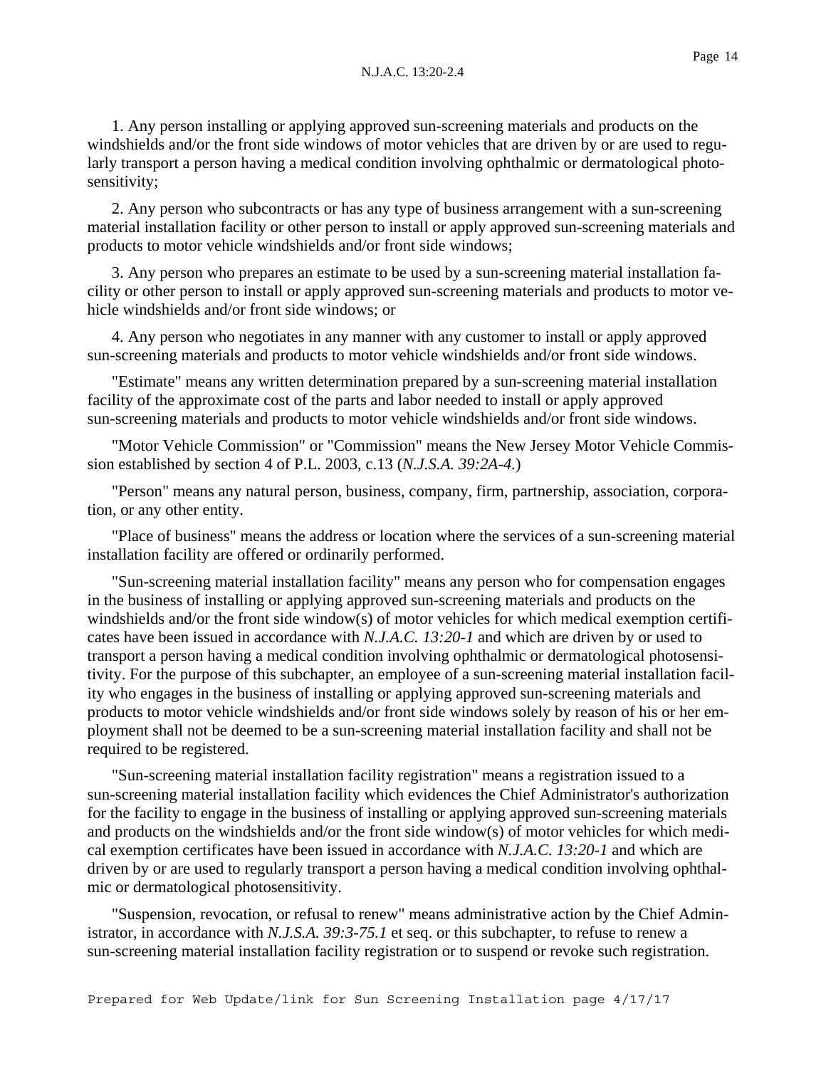1. Any person installing or applying approved sun-screening materials and products on the windshields and/or the front side windows of motor vehicles that are driven by or are used to regularly transport a person having a medical condition involving ophthalmic or dermatological photosensitivity;

2. Any person who subcontracts or has any type of business arrangement with a sun-screening material installation facility or other person to install or apply approved sun-screening materials and products to motor vehicle windshields and/or front side windows;

3. Any person who prepares an estimate to be used by a sun-screening material installation facility or other person to install or apply approved sun-screening materials and products to motor vehicle windshields and/or front side windows; or

4. Any person who negotiates in any manner with any customer to install or apply approved sun-screening materials and products to motor vehicle windshields and/or front side windows.

"Estimate" means any written determination prepared by a sun-screening material installation facility of the approximate cost of the parts and labor needed to install or apply approved sun-screening materials and products to motor vehicle windshields and/or front side windows.

"Motor Vehicle Commission" or "Commission" means the New Jersey Motor Vehicle Commission established by section 4 of P.L. 2003, c.13 (*N.J.S.A. 39:2A-4.*)

"Person" means any natural person, business, company, firm, partnership, association, corporation, or any other entity.

"Place of business" means the address or location where the services of a sun-screening material installation facility are offered or ordinarily performed.

"Sun-screening material installation facility" means any person who for compensation engages in the business of installing or applying approved sun-screening materials and products on the windshields and/or the front side window(s) of motor vehicles for which medical exemption certificates have been issued in accordance with *N.J.A.C. 13:20-1* and which are driven by or used to transport a person having a medical condition involving ophthalmic or dermatological photosensitivity. For the purpose of this subchapter, an employee of a sun-screening material installation facility who engages in the business of installing or applying approved sun-screening materials and products to motor vehicle windshields and/or front side windows solely by reason of his or her employment shall not be deemed to be a sun-screening material installation facility and shall not be required to be registered.

"Sun-screening material installation facility registration" means a registration issued to a sun-screening material installation facility which evidences the Chief Administrator's authorization for the facility to engage in the business of installing or applying approved sun-screening materials and products on the windshields and/or the front side window(s) of motor vehicles for which medical exemption certificates have been issued in accordance with *N.J.A.C. 13:20-1* and which are driven by or are used to regularly transport a person having a medical condition involving ophthalmic or dermatological photosensitivity.

"Suspension, revocation, or refusal to renew" means administrative action by the Chief Administrator, in accordance with *N.J.S.A. 39:3-75.1* et seq. or this subchapter, to refuse to renew a sun-screening material installation facility registration or to suspend or revoke such registration.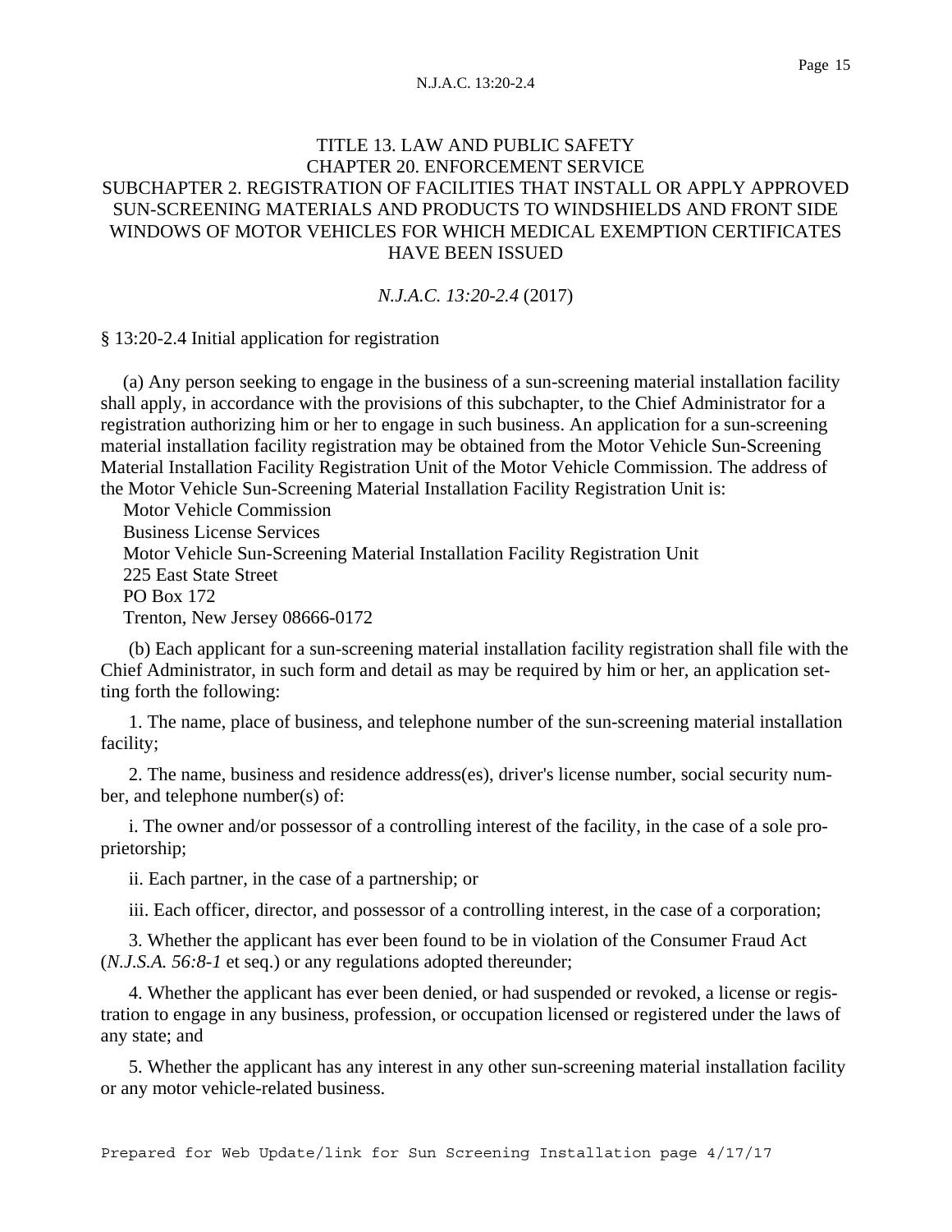# TITLE 13. LAW AND PUBLIC SAFETY
## CHAPTER 20. ENFORCEMENT SERVICE
## SUBCHAPTER 2. REGISTRATION OF FACILITIES THAT INSTALL OR APPLY APPROVED SUN-SCREENING MATERIALS AND PRODUCTS TO WINDSHIELDS AND FRONT SIDE WINDOWS OF MOTOR VEHICLES FOR WHICH MEDICAL EXEMPTION CERTIFICATES HAVE BEEN ISSUED

*N.J.A.C. 13:20-2.4* (2017)

§ 13:20-2.4 Initial application for registration

(a) Any person seeking to engage in the business of a sun-screening material installation facility shall apply, in accordance with the provisions of this subchapter, to the Chief Administrator for a registration authorizing him or her to engage in such business. An application for a sun-screening material installation facility registration may be obtained from the Motor Vehicle Sun-Screening Material Installation Facility Registration Unit of the Motor Vehicle Commission. The address of the Motor Vehicle Sun-Screening Material Installation Facility Registration Unit is:

Motor Vehicle Commission
Business License Services
Motor Vehicle Sun-Screening Material Installation Facility Registration Unit
225 East State Street
PO Box 172
Trenton, New Jersey 08666-0172

(b) Each applicant for a sun-screening material installation facility registration shall file with the Chief Administrator, in such form and detail as may be required by him or her, an application setting forth the following:

1. The name, place of business, and telephone number of the sun-screening material installation facility;

2. The name, business and residence address(es), driver's license number, social security number, and telephone number(s) of:

i. The owner and/or possessor of a controlling interest of the facility, in the case of a sole proprietorship;

ii. Each partner, in the case of a partnership; or

iii. Each officer, director, and possessor of a controlling interest, in the case of a corporation;

3. Whether the applicant has ever been found to be in violation of the Consumer Fraud Act (*N.J.S.A. 56:8-1* et seq.) or any regulations adopted thereunder;

4. Whether the applicant has ever been denied, or had suspended or revoked, a license or registration to engage in any business, profession, or occupation licensed or registered under the laws of any state; and

5. Whether the applicant has any interest in any other sun-screening material installation facility or any motor vehicle-related business.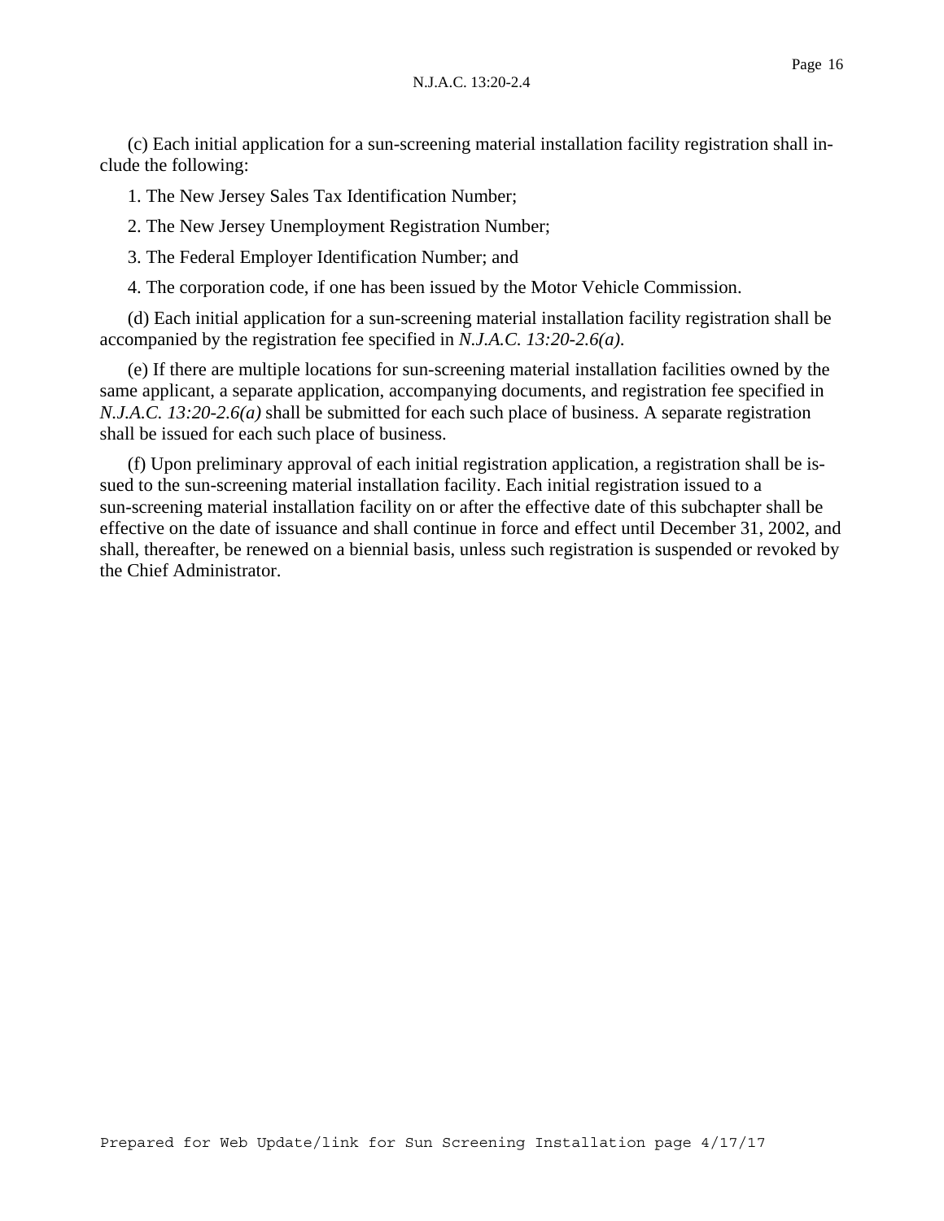(c) Each initial application for a sun-screening material installation facility registration shall include the following:

1. The New Jersey Sales Tax Identification Number;

2. The New Jersey Unemployment Registration Number;

3. The Federal Employer Identification Number; and

4. The corporation code, if one has been issued by the Motor Vehicle Commission.

(d) Each initial application for a sun-screening material installation facility registration shall be accompanied by the registration fee specified in *N.J.A.C. 13:20-2.6(a)*.

(e) If there are multiple locations for sun-screening material installation facilities owned by the same applicant, a separate application, accompanying documents, and registration fee specified in *N.J.A.C. 13:20-2.6(a)* shall be submitted for each such place of business. A separate registration shall be issued for each such place of business.

(f) Upon preliminary approval of each initial registration application, a registration shall be issued to the sun-screening material installation facility. Each initial registration issued to a sun-screening material installation facility on or after the effective date of this subchapter shall be effective on the date of issuance and shall continue in force and effect until December 31, 2002, and shall, thereafter, be renewed on a biennial basis, unless such registration is suspended or revoked by the Chief Administrator.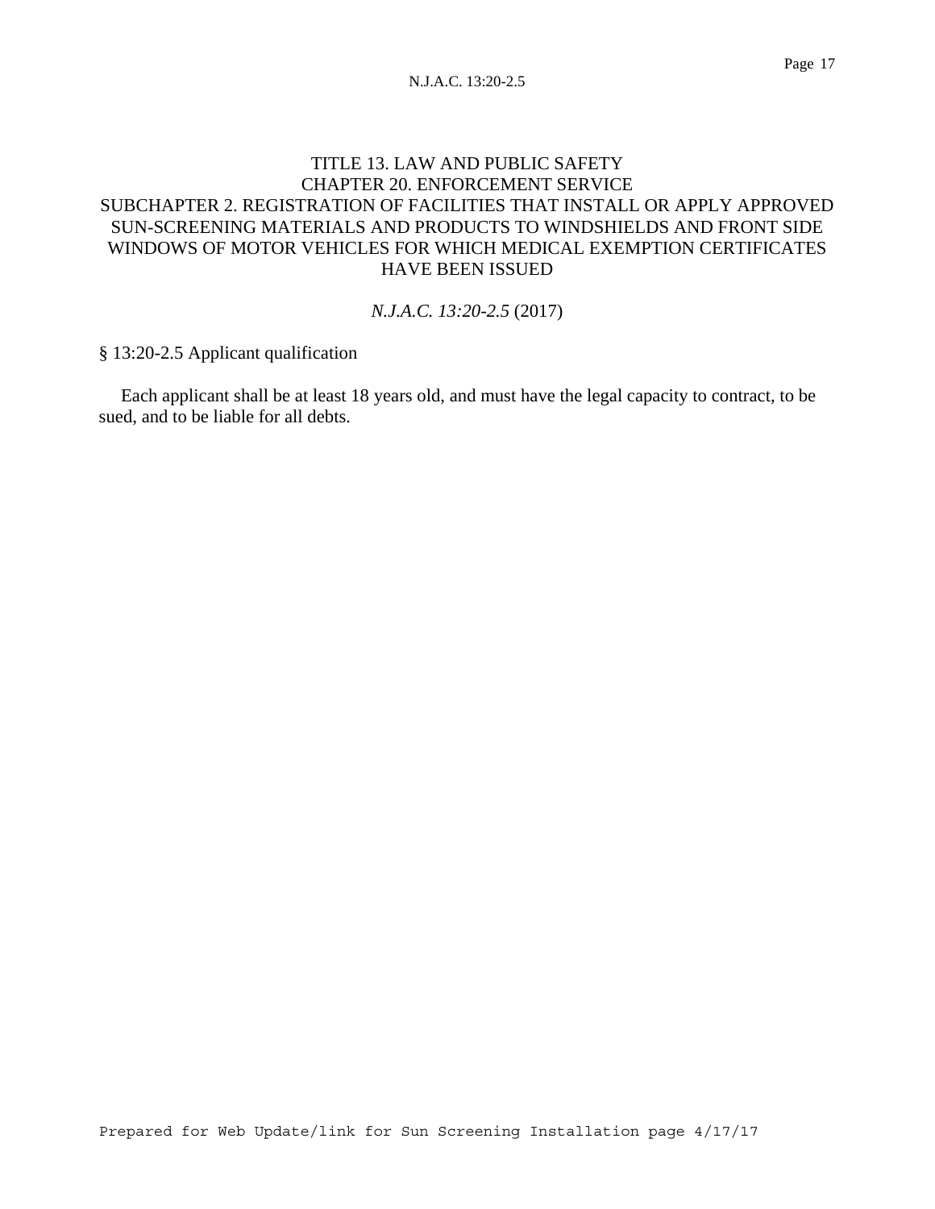TITLE 13. LAW AND PUBLIC SAFETY
CHAPTER 20. ENFORCEMENT SERVICE
SUBCHAPTER 2. REGISTRATION OF FACILITIES THAT INSTALL OR APPLY APPROVED SUN-SCREENING MATERIALS AND PRODUCTS TO WINDSHIELDS AND FRONT SIDE WINDOWS OF MOTOR VEHICLES FOR WHICH MEDICAL EXEMPTION CERTIFICATES HAVE BEEN ISSUED

*N.J.A.C. 13:20-2.5* (2017)

§ 13:20-2.5 Applicant qualification

Each applicant shall be at least 18 years old, and must have the legal capacity to contract, to be sued, and to be liable for all debts.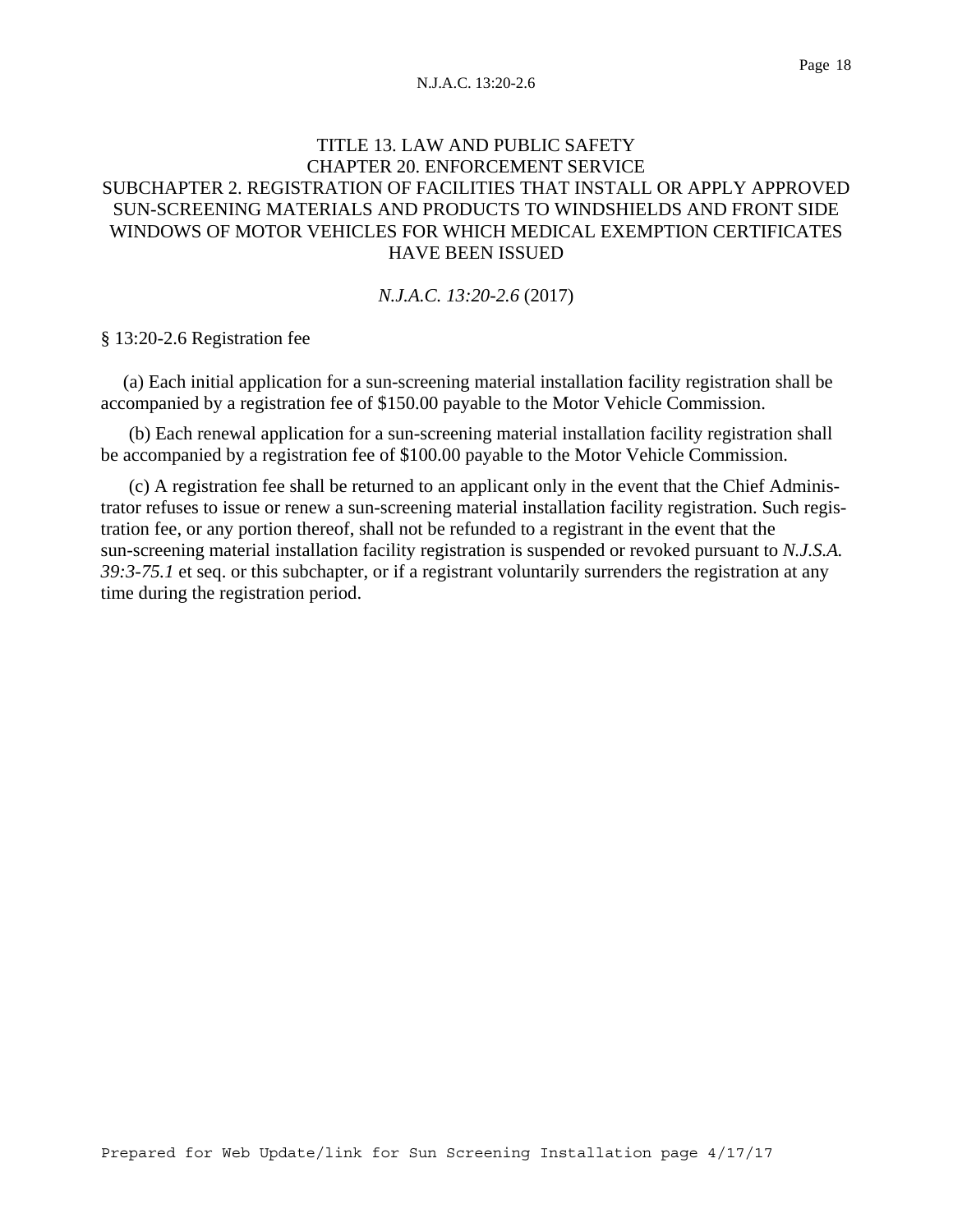TITLE 13. LAW AND PUBLIC SAFETY
CHAPTER 20. ENFORCEMENT SERVICE
SUBCHAPTER 2. REGISTRATION OF FACILITIES THAT INSTALL OR APPLY APPROVED SUN-SCREENING MATERIALS AND PRODUCTS TO WINDSHIELDS AND FRONT SIDE WINDOWS OF MOTOR VEHICLES FOR WHICH MEDICAL EXEMPTION CERTIFICATES HAVE BEEN ISSUED

*N.J.A.C. 13:20-2.6* (2017)

§ 13:20-2.6 Registration fee

(a) Each initial application for a sun-screening material installation facility registration shall be accompanied by a registration fee of $150.00 payable to the Motor Vehicle Commission.

(b) Each renewal application for a sun-screening material installation facility registration shall be accompanied by a registration fee of $100.00 payable to the Motor Vehicle Commission.

(c) A registration fee shall be returned to an applicant only in the event that the Chief Administrator refuses to issue or renew a sun-screening material installation facility registration. Such registration fee, or any portion thereof, shall not be refunded to a registrant in the event that the sun-screening material installation facility registration is suspended or revoked pursuant to *N.J.S.A. 39:3-75.1* et seq. or this subchapter, or if a registrant voluntarily surrenders the registration at any time during the registration period.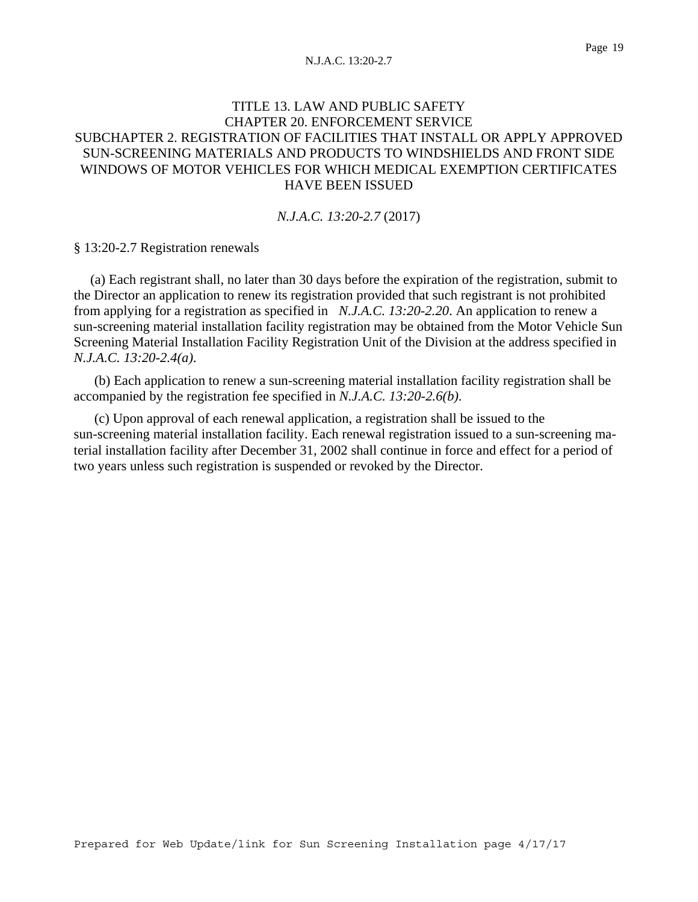TITLE 13. LAW AND PUBLIC SAFETY
CHAPTER 20. ENFORCEMENT SERVICE
SUBCHAPTER 2. REGISTRATION OF FACILITIES THAT INSTALL OR APPLY APPROVED SUN-SCREENING MATERIALS AND PRODUCTS TO WINDSHIELDS AND FRONT SIDE WINDOWS OF MOTOR VEHICLES FOR WHICH MEDICAL EXEMPTION CERTIFICATES HAVE BEEN ISSUED

*N.J.A.C. 13:20-2.7* (2017)

§ 13:20-2.7 Registration renewals

(a) Each registrant shall, no later than 30 days before the expiration of the registration, submit to the Director an application to renew its registration provided that such registrant is not prohibited from applying for a registration as specified in *N.J.A.C. 13:20-2.20*. An application to renew a sun-screening material installation facility registration may be obtained from the Motor Vehicle Sun Screening Material Installation Facility Registration Unit of the Division at the address specified in *N.J.A.C. 13:20-2.4(a)*.

(b) Each application to renew a sun-screening material installation facility registration shall be accompanied by the registration fee specified in *N.J.A.C. 13:20-2.6(b)*.

(c) Upon approval of each renewal application, a registration shall be issued to the sun-screening material installation facility. Each renewal registration issued to a sun-screening material installation facility after December 31, 2002 shall continue in force and effect for a period of two years unless such registration is suspended or revoked by the Director.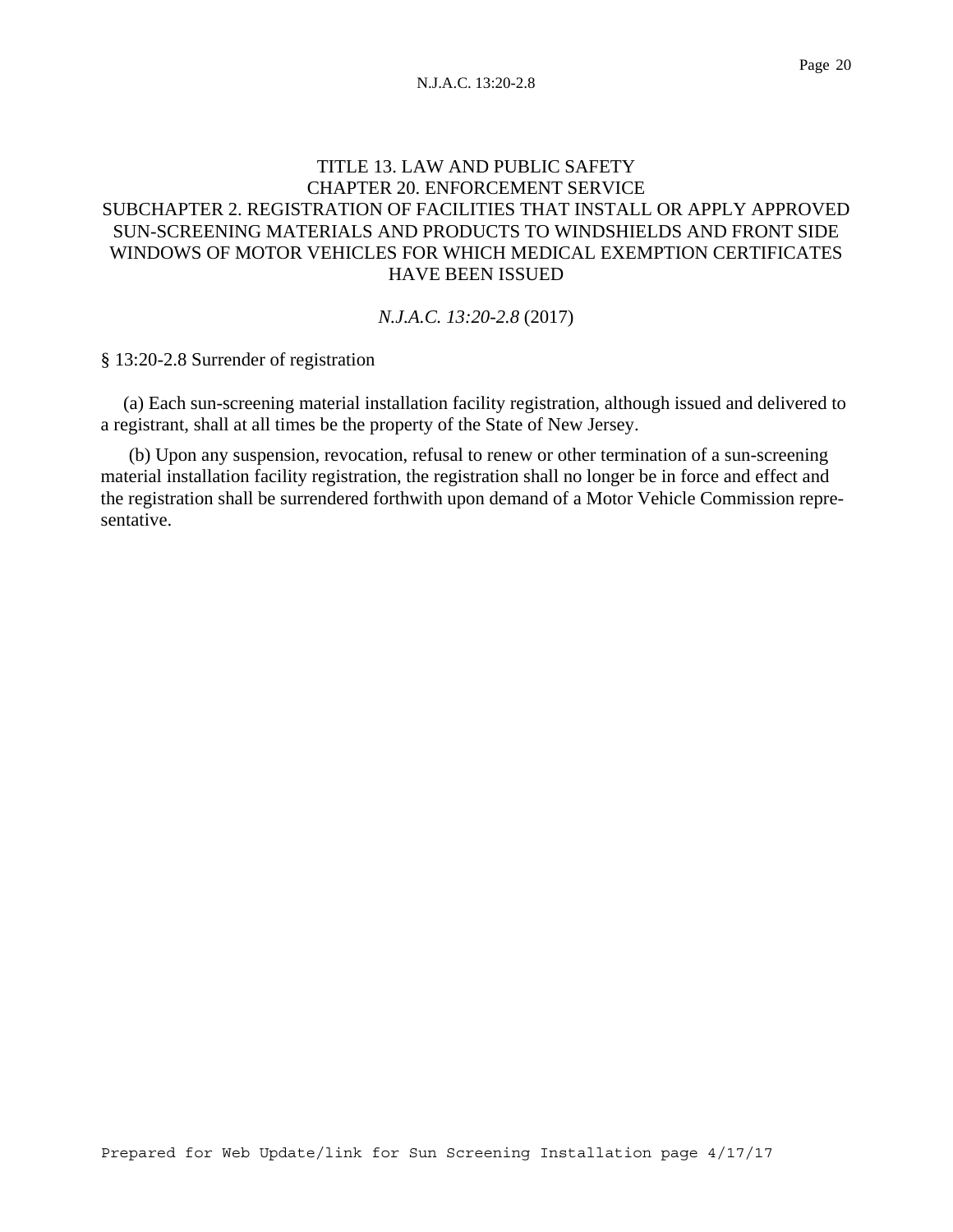# TITLE 13. LAW AND PUBLIC SAFETY
## CHAPTER 20. ENFORCEMENT SERVICE
### SUBCHAPTER 2. REGISTRATION OF FACILITIES THAT INSTALL OR APPLY APPROVED SUN-SCREENING MATERIALS AND PRODUCTS TO WINDSHIELDS AND FRONT SIDE WINDOWS OF MOTOR VEHICLES FOR WHICH MEDICAL EXEMPTION CERTIFICATES HAVE BEEN ISSUED

*N.J.A.C. 13:20-2.8* (2017)

§ 13:20-2.8 Surrender of registration

(a) Each sun-screening material installation facility registration, although issued and delivered to a registrant, shall at all times be the property of the State of New Jersey.

(b) Upon any suspension, revocation, refusal to renew or other termination of a sun-screening material installation facility registration, the registration shall no longer be in force and effect and the registration shall be surrendered forthwith upon demand of a Motor Vehicle Commission representative.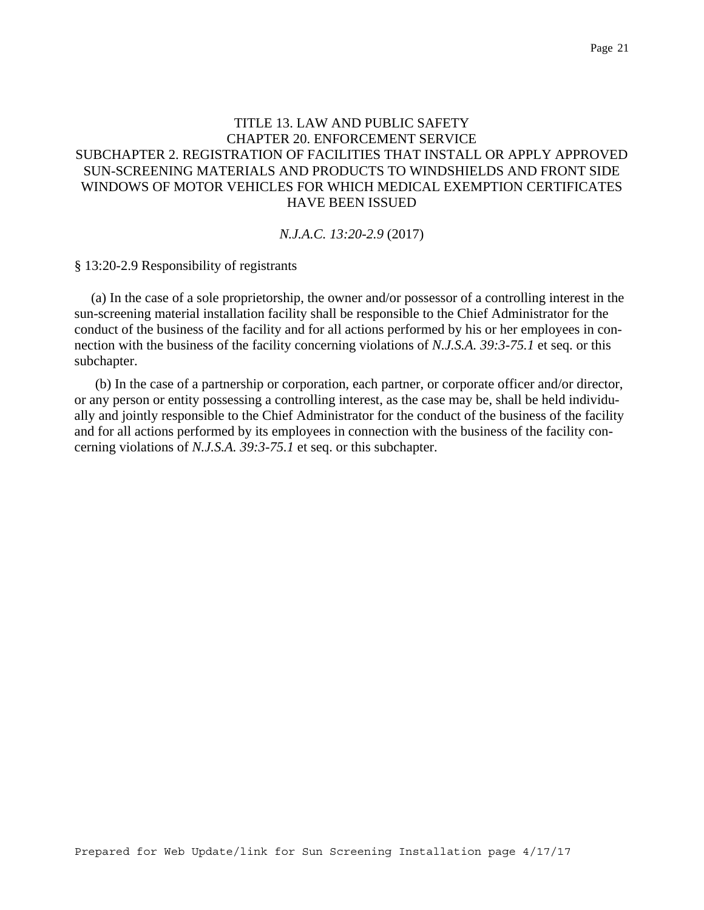# TITLE 13. LAW AND PUBLIC SAFETY
## CHAPTER 20. ENFORCEMENT SERVICE
## SUBCHAPTER 2. REGISTRATION OF FACILITIES THAT INSTALL OR APPLY APPROVED SUN-SCREENING MATERIALS AND PRODUCTS TO WINDSHIELDS AND FRONT SIDE WINDOWS OF MOTOR VEHICLES FOR WHICH MEDICAL EXEMPTION CERTIFICATES HAVE BEEN ISSUED

*N.J.A.C. 13:20-2.9* (2017)

§ 13:20-2.9 Responsibility of registrants

(a) In the case of a sole proprietorship, the owner and/or possessor of a controlling interest in the sun-screening material installation facility shall be responsible to the Chief Administrator for the conduct of the business of the facility and for all actions performed by his or her employees in connection with the business of the facility concerning violations of *N.J.S.A. 39:3-75.1* et seq. or this subchapter.

(b) In the case of a partnership or corporation, each partner, or corporate officer and/or director, or any person or entity possessing a controlling interest, as the case may be, shall be held individually and jointly responsible to the Chief Administrator for the conduct of the business of the facility and for all actions performed by its employees in connection with the business of the facility concerning violations of *N.J.S.A. 39:3-75.1* et seq. or this subchapter.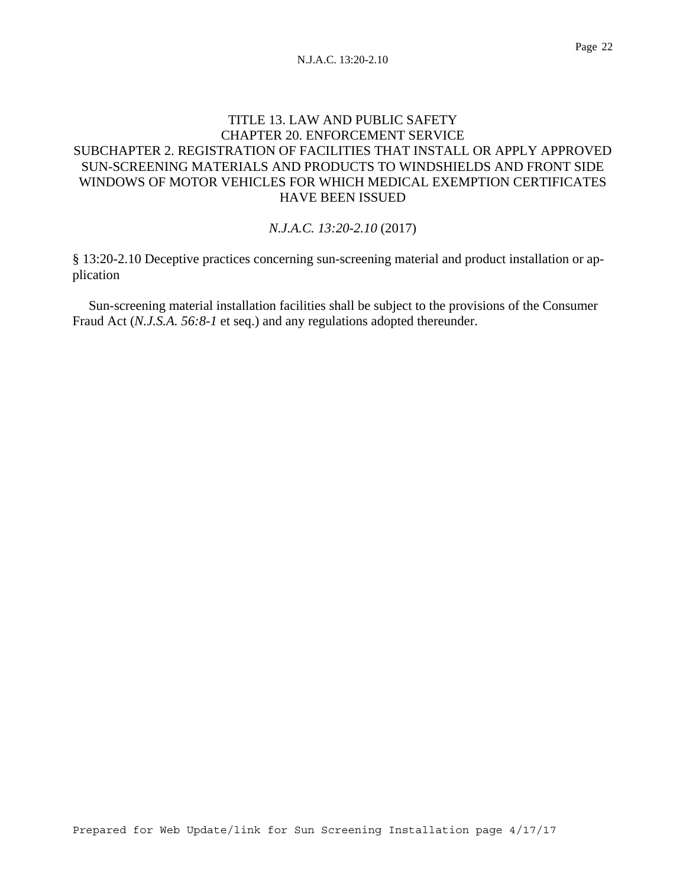TITLE 13. LAW AND PUBLIC SAFETY
CHAPTER 20. ENFORCEMENT SERVICE
SUBCHAPTER 2. REGISTRATION OF FACILITIES THAT INSTALL OR APPLY APPROVED SUN-SCREENING MATERIALS AND PRODUCTS TO WINDSHIELDS AND FRONT SIDE WINDOWS OF MOTOR VEHICLES FOR WHICH MEDICAL EXEMPTION CERTIFICATES HAVE BEEN ISSUED

*N.J.A.C. 13:20-2.10* (2017)

§ 13:20-2.10 Deceptive practices concerning sun-screening material and product installation or application

Sun-screening material installation facilities shall be subject to the provisions of the Consumer Fraud Act (*N.J.S.A. 56:8-1* et seq.) and any regulations adopted thereunder.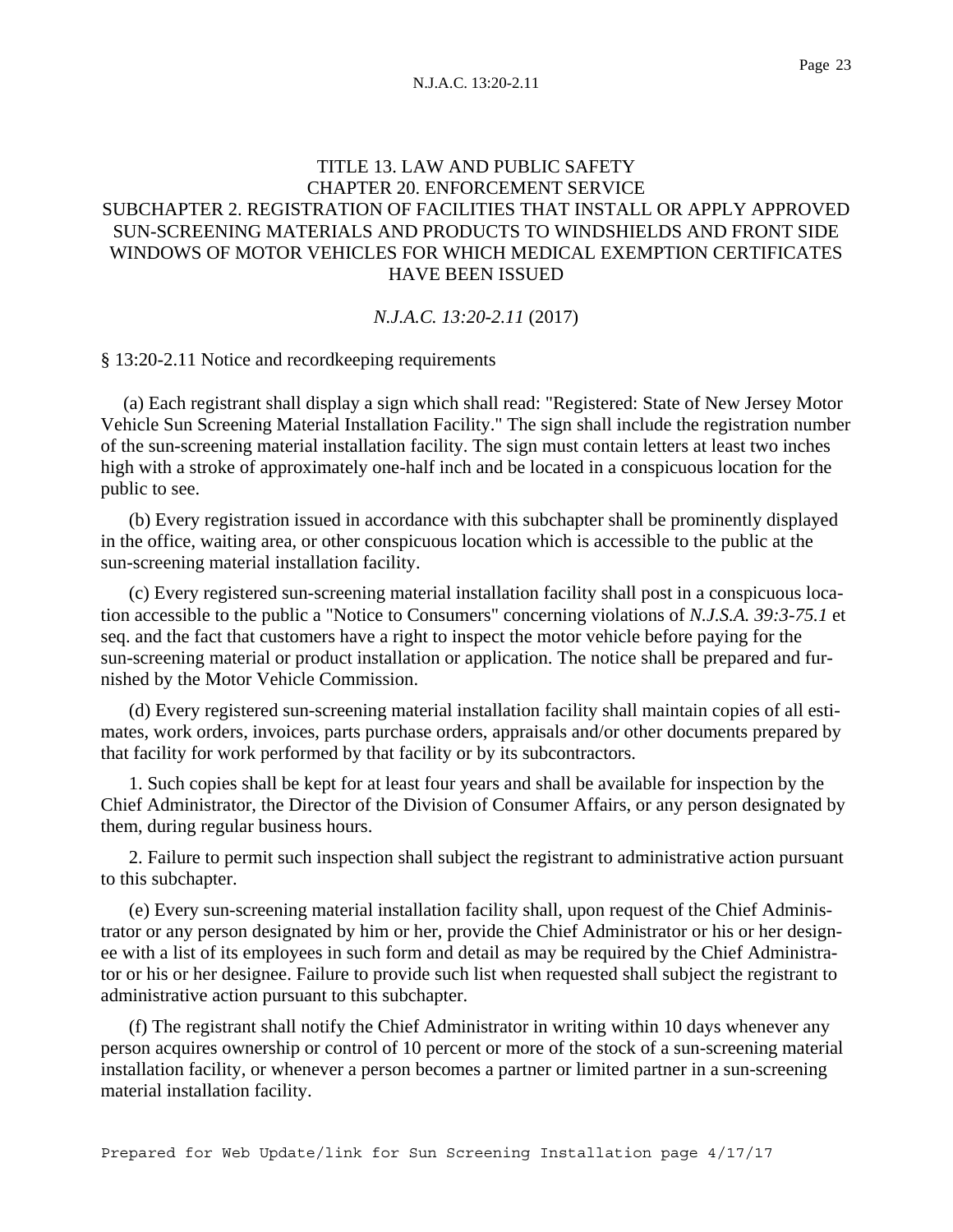# TITLE 13. LAW AND PUBLIC SAFETY
## CHAPTER 20. ENFORCEMENT SERVICE
## SUBCHAPTER 2. REGISTRATION OF FACILITIES THAT INSTALL OR APPLY APPROVED SUN-SCREENING MATERIALS AND PRODUCTS TO WINDSHIELDS AND FRONT SIDE WINDOWS OF MOTOR VEHICLES FOR WHICH MEDICAL EXEMPTION CERTIFICATES HAVE BEEN ISSUED

*N.J.A.C. 13:20-2.11* (2017)

§ 13:20-2.11 Notice and recordkeeping requirements

(a) Each registrant shall display a sign which shall read: "Registered: State of New Jersey Motor Vehicle Sun Screening Material Installation Facility." The sign shall include the registration number of the sun-screening material installation facility. The sign must contain letters at least two inches high with a stroke of approximately one-half inch and be located in a conspicuous location for the public to see.

(b) Every registration issued in accordance with this subchapter shall be prominently displayed in the office, waiting area, or other conspicuous location which is accessible to the public at the sun-screening material installation facility.

(c) Every registered sun-screening material installation facility shall post in a conspicuous location accessible to the public a "Notice to Consumers" concerning violations of *N.J.S.A. 39:3-75.1* et seq. and the fact that customers have a right to inspect the motor vehicle before paying for the sun-screening material or product installation or application. The notice shall be prepared and furnished by the Motor Vehicle Commission.

(d) Every registered sun-screening material installation facility shall maintain copies of all estimates, work orders, invoices, parts purchase orders, appraisals and/or other documents prepared by that facility for work performed by that facility or by its subcontractors.

1. Such copies shall be kept for at least four years and shall be available for inspection by the Chief Administrator, the Director of the Division of Consumer Affairs, or any person designated by them, during regular business hours.

2. Failure to permit such inspection shall subject the registrant to administrative action pursuant to this subchapter.

(e) Every sun-screening material installation facility shall, upon request of the Chief Administrator or any person designated by him or her, provide the Chief Administrator or his or her designee with a list of its employees in such form and detail as may be required by the Chief Administrator or his or her designee. Failure to provide such list when requested shall subject the registrant to administrative action pursuant to this subchapter.

(f) The registrant shall notify the Chief Administrator in writing within 10 days whenever any person acquires ownership or control of 10 percent or more of the stock of a sun-screening material installation facility, or whenever a person becomes a partner or limited partner in a sun-screening material installation facility.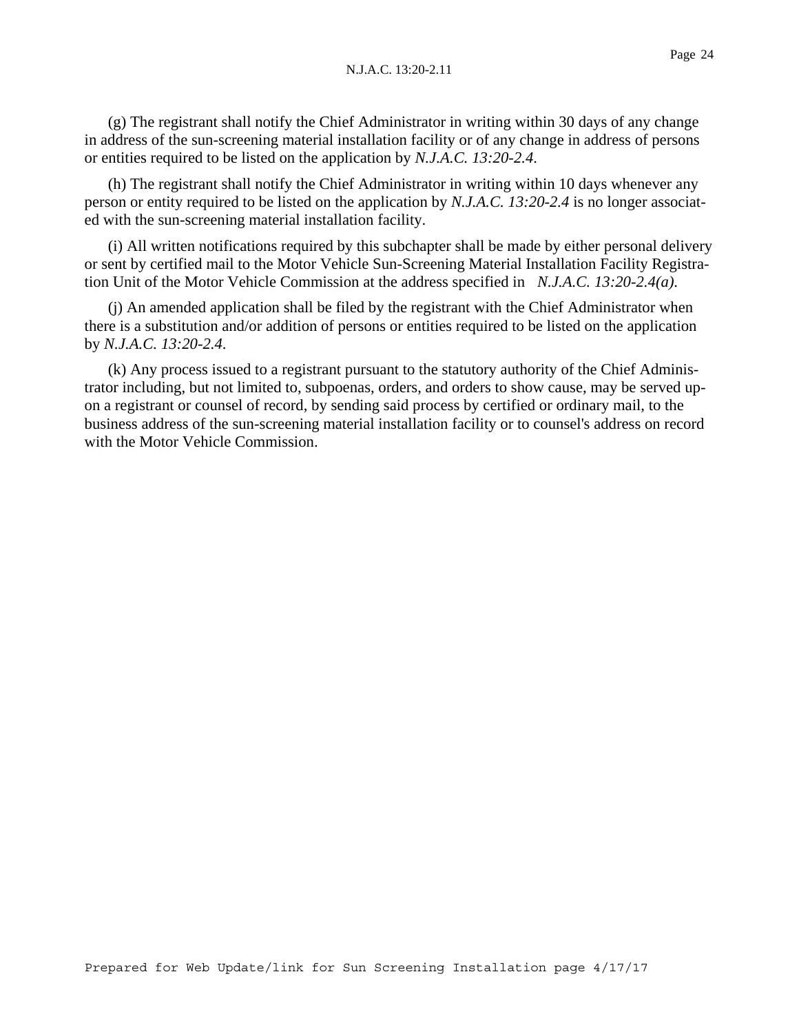(g) The registrant shall notify the Chief Administrator in writing within 30 days of any change in address of the sun-screening material installation facility or of any change in address of persons or entities required to be listed on the application by *N.J.A.C. 13:20-2.4*.

(h) The registrant shall notify the Chief Administrator in writing within 10 days whenever any person or entity required to be listed on the application by *N.J.A.C. 13:20-2.4* is no longer associated with the sun-screening material installation facility.

(i) All written notifications required by this subchapter shall be made by either personal delivery or sent by certified mail to the Motor Vehicle Sun-Screening Material Installation Facility Registration Unit of the Motor Vehicle Commission at the address specified in *N.J.A.C. 13:20-2.4(a)*.

(j) An amended application shall be filed by the registrant with the Chief Administrator when there is a substitution and/or addition of persons or entities required to be listed on the application by *N.J.A.C. 13:20-2.4*.

(k) Any process issued to a registrant pursuant to the statutory authority of the Chief Administrator including, but not limited to, subpoenas, orders, and orders to show cause, may be served upon a registrant or counsel of record, by sending said process by certified or ordinary mail, to the business address of the sun-screening material installation facility or to counsel's address on record with the Motor Vehicle Commission.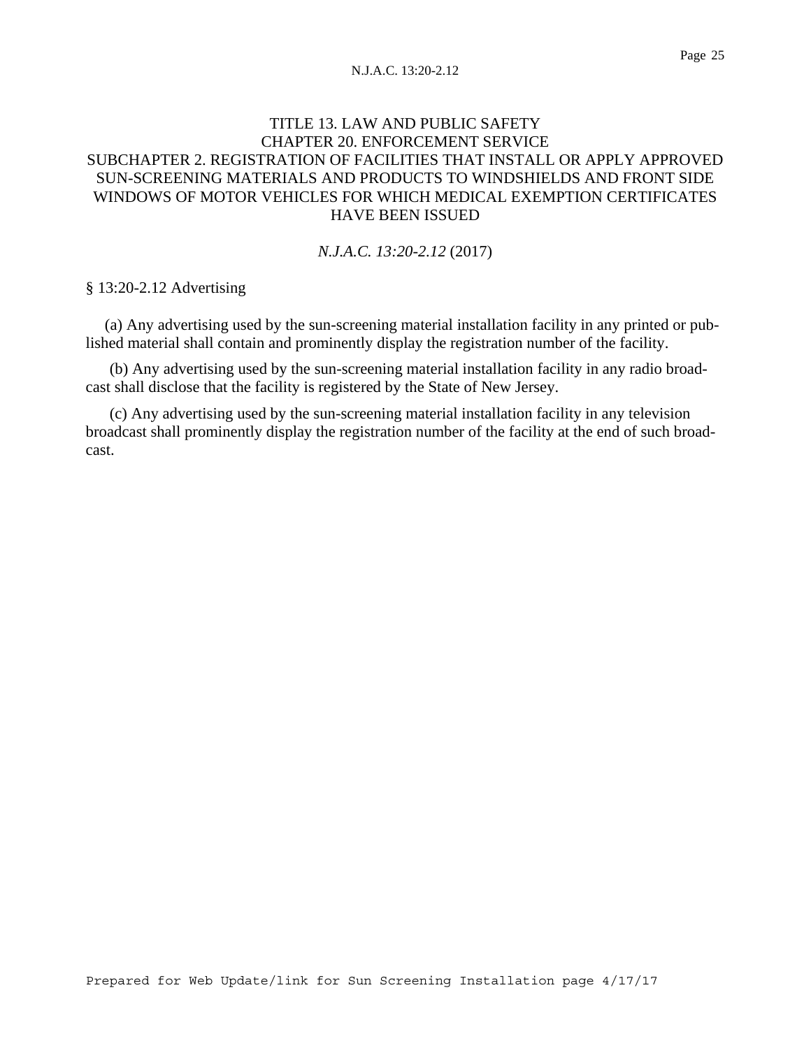TITLE 13. LAW AND PUBLIC SAFETY
CHAPTER 20. ENFORCEMENT SERVICE
SUBCHAPTER 2. REGISTRATION OF FACILITIES THAT INSTALL OR APPLY APPROVED SUN-SCREENING MATERIALS AND PRODUCTS TO WINDSHIELDS AND FRONT SIDE WINDOWS OF MOTOR VEHICLES FOR WHICH MEDICAL EXEMPTION CERTIFICATES HAVE BEEN ISSUED

*N.J.A.C. 13:20-2.12* (2017)

§ 13:20-2.12 Advertising

(a) Any advertising used by the sun-screening material installation facility in any printed or published material shall contain and prominently display the registration number of the facility.

(b) Any advertising used by the sun-screening material installation facility in any radio broadcast shall disclose that the facility is registered by the State of New Jersey.

(c) Any advertising used by the sun-screening material installation facility in any television broadcast shall prominently display the registration number of the facility at the end of such broadcast.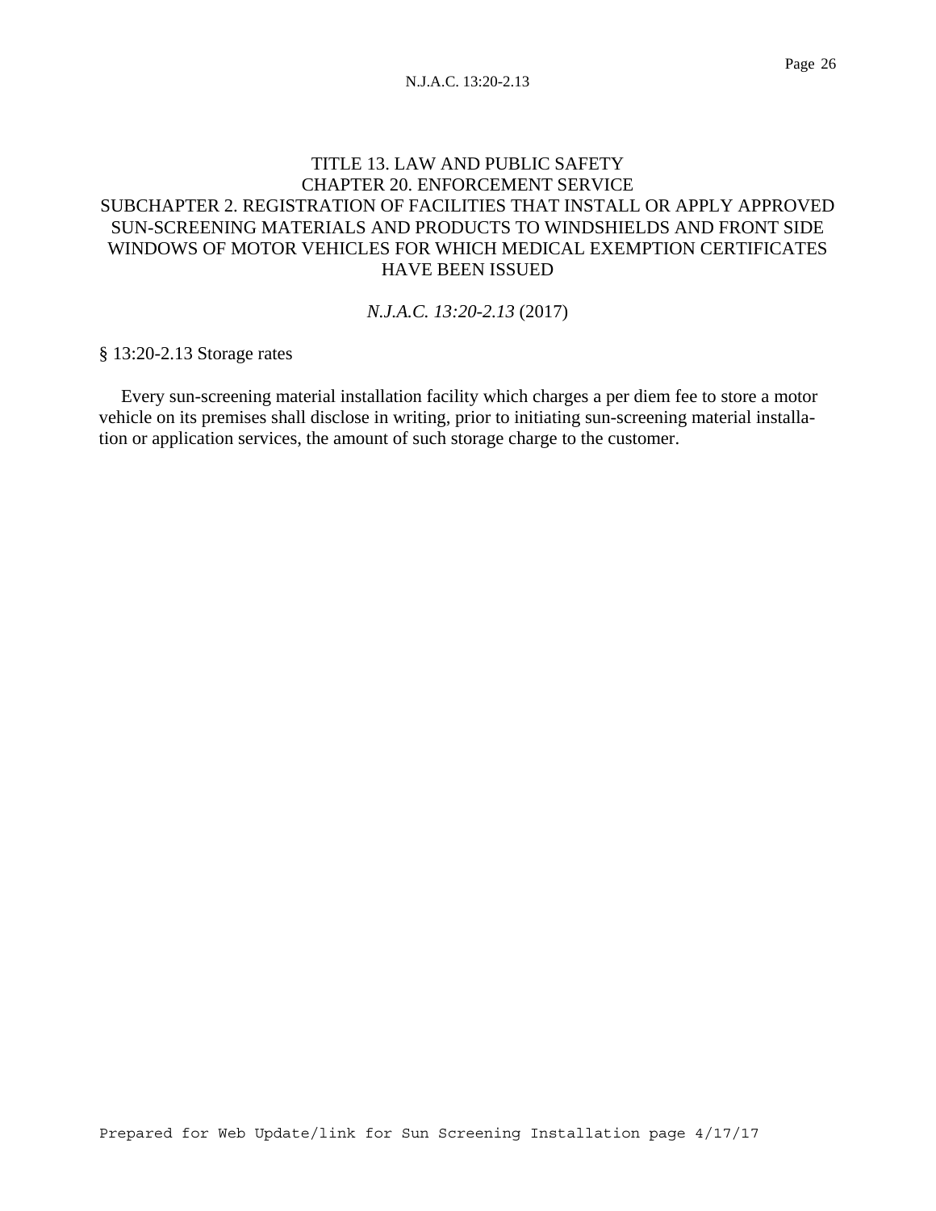# TITLE 13. LAW AND PUBLIC SAFETY
## CHAPTER 20. ENFORCEMENT SERVICE
## SUBCHAPTER 2. REGISTRATION OF FACILITIES THAT INSTALL OR APPLY APPROVED SUN-SCREENING MATERIALS AND PRODUCTS TO WINDSHIELDS AND FRONT SIDE WINDOWS OF MOTOR VEHICLES FOR WHICH MEDICAL EXEMPTION CERTIFICATES HAVE BEEN ISSUED

*N.J.A.C. 13:20-2.13* (2017)

§ 13:20-2.13 Storage rates

Every sun-screening material installation facility which charges a per diem fee to store a motor vehicle on its premises shall disclose in writing, prior to initiating sun-screening material installation or application services, the amount of such storage charge to the customer.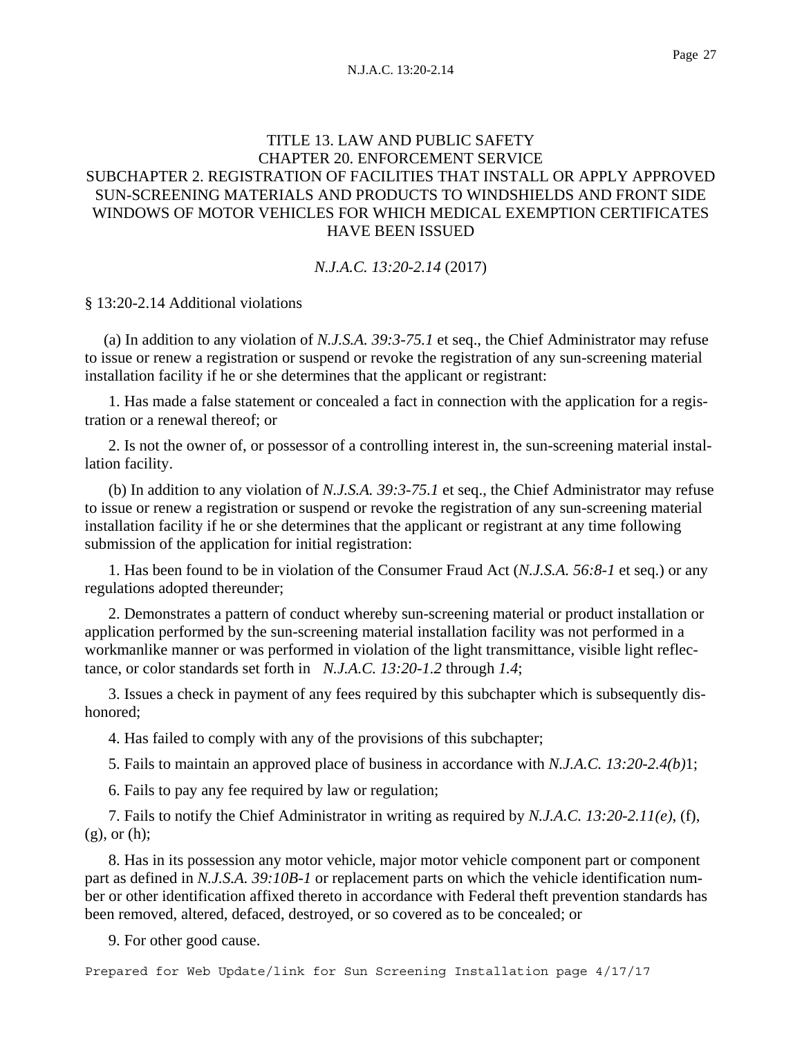TITLE 13. LAW AND PUBLIC SAFETY
CHAPTER 20. ENFORCEMENT SERVICE
SUBCHAPTER 2. REGISTRATION OF FACILITIES THAT INSTALL OR APPLY APPROVED SUN-SCREENING MATERIALS AND PRODUCTS TO WINDSHIELDS AND FRONT SIDE WINDOWS OF MOTOR VEHICLES FOR WHICH MEDICAL EXEMPTION CERTIFICATES HAVE BEEN ISSUED

*N.J.A.C. 13:20-2.14* (2017)

§ 13:20-2.14 Additional violations

(a) In addition to any violation of *N.J.S.A. 39:3-75.1* et seq., the Chief Administrator may refuse to issue or renew a registration or suspend or revoke the registration of any sun-screening material installation facility if he or she determines that the applicant or registrant:

1. Has made a false statement or concealed a fact in connection with the application for a registration or a renewal thereof; or

2. Is not the owner of, or possessor of a controlling interest in, the sun-screening material installation facility.

(b) In addition to any violation of *N.J.S.A. 39:3-75.1* et seq., the Chief Administrator may refuse to issue or renew a registration or suspend or revoke the registration of any sun-screening material installation facility if he or she determines that the applicant or registrant at any time following submission of the application for initial registration:

1. Has been found to be in violation of the Consumer Fraud Act (*N.J.S.A. 56:8-1* et seq.) or any regulations adopted thereunder;

2. Demonstrates a pattern of conduct whereby sun-screening material or product installation or application performed by the sun-screening material installation facility was not performed in a workmanlike manner or was performed in violation of the light transmittance, visible light reflectance, or color standards set forth in *N.J.A.C. 13:20-1.2* through *1.4*;

3. Issues a check in payment of any fees required by this subchapter which is subsequently dishonored;

4. Has failed to comply with any of the provisions of this subchapter;

5. Fails to maintain an approved place of business in accordance with *N.J.A.C. 13:20-2.4(b)*1;

6. Fails to pay any fee required by law or regulation;

7. Fails to notify the Chief Administrator in writing as required by *N.J.A.C. 13:20-2.11(e)*, (f), (g), or (h);

8. Has in its possession any motor vehicle, major motor vehicle component part or component part as defined in *N.J.S.A. 39:10B-1* or replacement parts on which the vehicle identification number or other identification affixed thereto in accordance with Federal theft prevention standards has been removed, altered, defaced, destroyed, or so covered as to be concealed; or

9. For other good cause.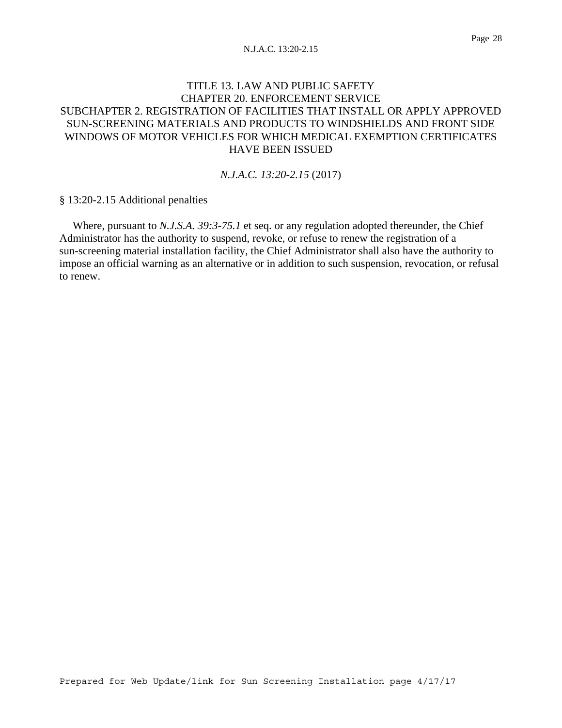TITLE 13. LAW AND PUBLIC SAFETY
CHAPTER 20. ENFORCEMENT SERVICE
SUBCHAPTER 2. REGISTRATION OF FACILITIES THAT INSTALL OR APPLY APPROVED SUN-SCREENING MATERIALS AND PRODUCTS TO WINDSHIELDS AND FRONT SIDE WINDOWS OF MOTOR VEHICLES FOR WHICH MEDICAL EXEMPTION CERTIFICATES HAVE BEEN ISSUED

*N.J.A.C. 13:20-2.15* (2017)

§ 13:20-2.15 Additional penalties

Where, pursuant to *N.J.S.A. 39:3-75.1* et seq. or any regulation adopted thereunder, the Chief Administrator has the authority to suspend, revoke, or refuse to renew the registration of a sun-screening material installation facility, the Chief Administrator shall also have the authority to impose an official warning as an alternative or in addition to such suspension, revocation, or refusal to renew.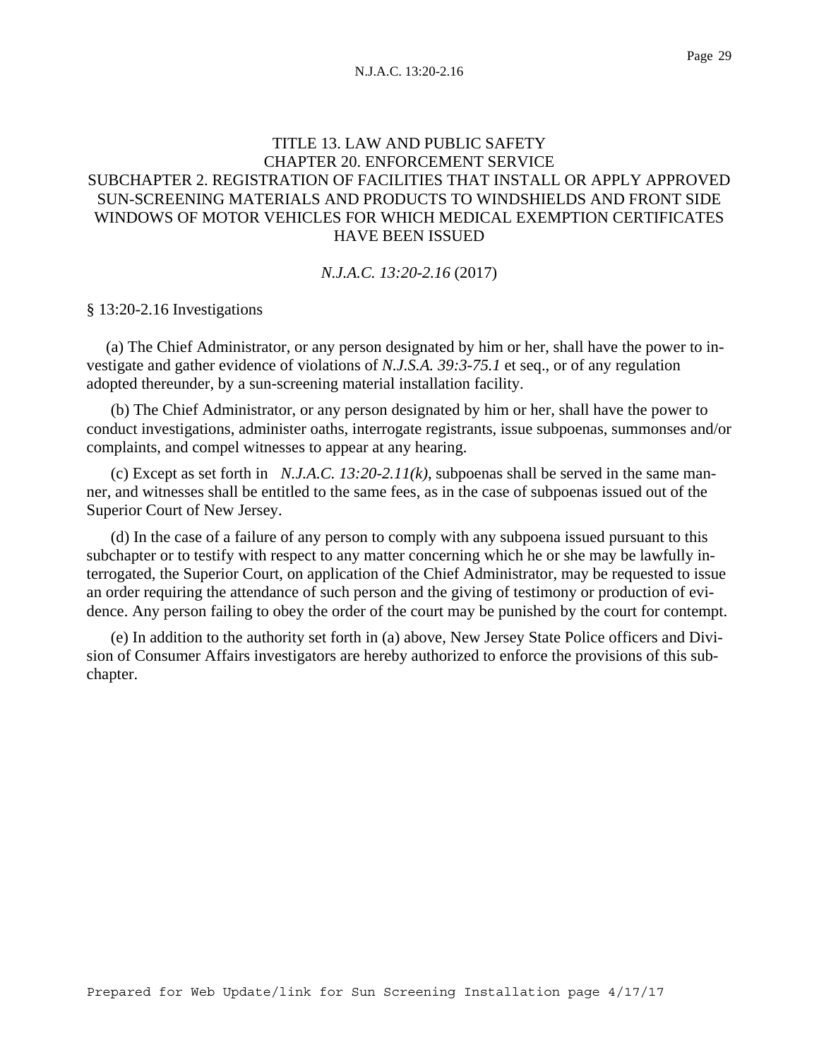# TITLE 13. LAW AND PUBLIC SAFETY
## CHAPTER 20. ENFORCEMENT SERVICE
## SUBCHAPTER 2. REGISTRATION OF FACILITIES THAT INSTALL OR APPLY APPROVED SUN-SCREENING MATERIALS AND PRODUCTS TO WINDSHIELDS AND FRONT SIDE WINDOWS OF MOTOR VEHICLES FOR WHICH MEDICAL EXEMPTION CERTIFICATES HAVE BEEN ISSUED

*N.J.A.C. 13:20-2.16* (2017)

§ 13:20-2.16 Investigations

(a) The Chief Administrator, or any person designated by him or her, shall have the power to investigate and gather evidence of violations of *N.J.S.A. 39:3-75.1* et seq., or of any regulation adopted thereunder, by a sun-screening material installation facility.

(b) The Chief Administrator, or any person designated by him or her, shall have the power to conduct investigations, administer oaths, interrogate registrants, issue subpoenas, summonses and/or complaints, and compel witnesses to appear at any hearing.

(c) Except as set forth in *N.J.A.C. 13:20-2.11(k)*, subpoenas shall be served in the same manner, and witnesses shall be entitled to the same fees, as in the case of subpoenas issued out of the Superior Court of New Jersey.

(d) In the case of a failure of any person to comply with any subpoena issued pursuant to this subchapter or to testify with respect to any matter concerning which he or she may be lawfully interrogated, the Superior Court, on application of the Chief Administrator, may be requested to issue an order requiring the attendance of such person and the giving of testimony or production of evidence. Any person failing to obey the order of the court may be punished by the court for contempt.

(e) In addition to the authority set forth in (a) above, New Jersey State Police officers and Division of Consumer Affairs investigators are hereby authorized to enforce the provisions of this subchapter.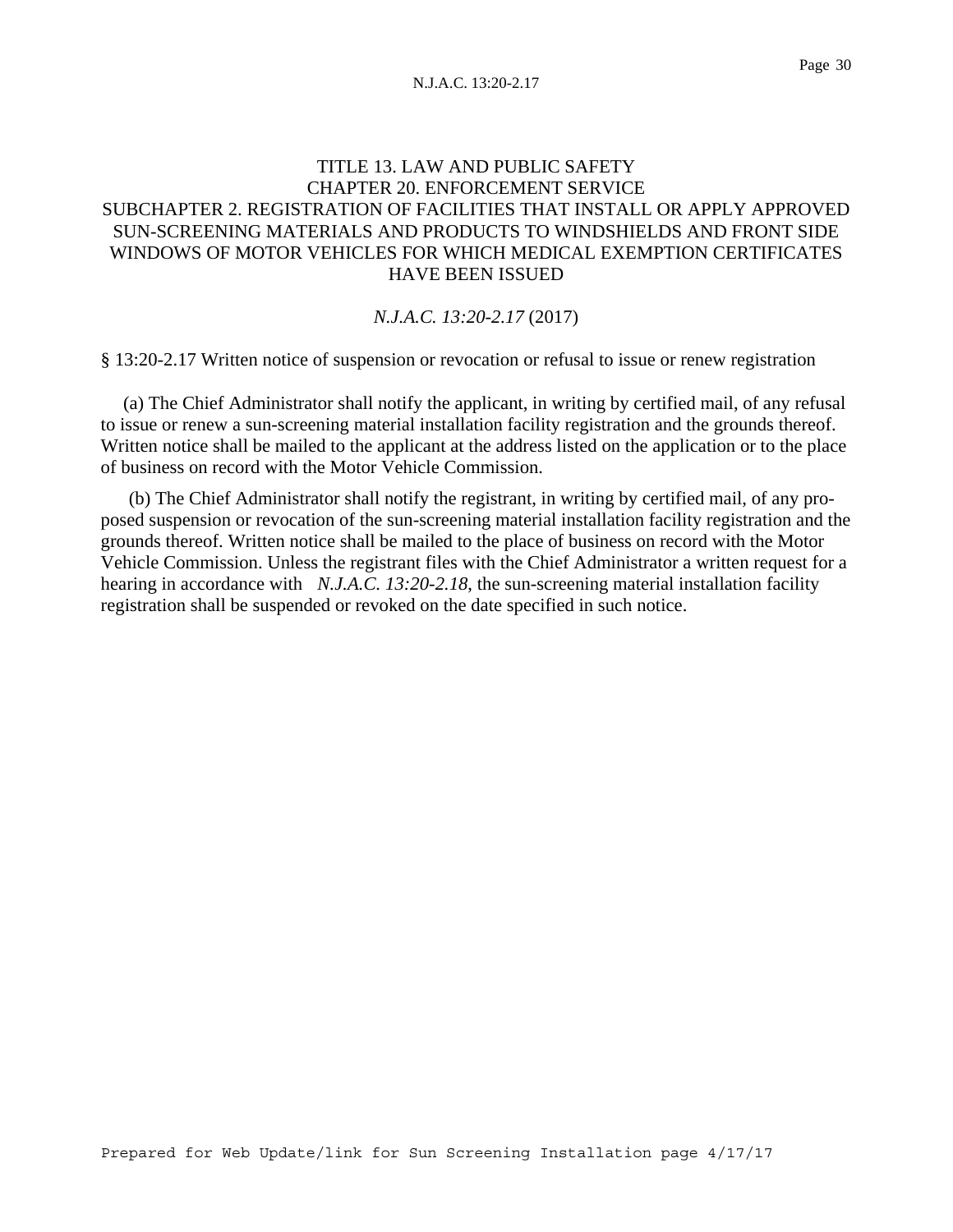TITLE 13. LAW AND PUBLIC SAFETY
CHAPTER 20. ENFORCEMENT SERVICE
SUBCHAPTER 2. REGISTRATION OF FACILITIES THAT INSTALL OR APPLY APPROVED SUN-SCREENING MATERIALS AND PRODUCTS TO WINDSHIELDS AND FRONT SIDE WINDOWS OF MOTOR VEHICLES FOR WHICH MEDICAL EXEMPTION CERTIFICATES HAVE BEEN ISSUED

*N.J.A.C. 13:20-2.17* (2017)

§ 13:20-2.17 Written notice of suspension or revocation or refusal to issue or renew registration

(a) The Chief Administrator shall notify the applicant, in writing by certified mail, of any refusal to issue or renew a sun-screening material installation facility registration and the grounds thereof. Written notice shall be mailed to the applicant at the address listed on the application or to the place of business on record with the Motor Vehicle Commission.

(b) The Chief Administrator shall notify the registrant, in writing by certified mail, of any proposed suspension or revocation of the sun-screening material installation facility registration and the grounds thereof. Written notice shall be mailed to the place of business on record with the Motor Vehicle Commission. Unless the registrant files with the Chief Administrator a written request for a hearing in accordance with *N.J.A.C. 13:20-2.18*, the sun-screening material installation facility registration shall be suspended or revoked on the date specified in such notice.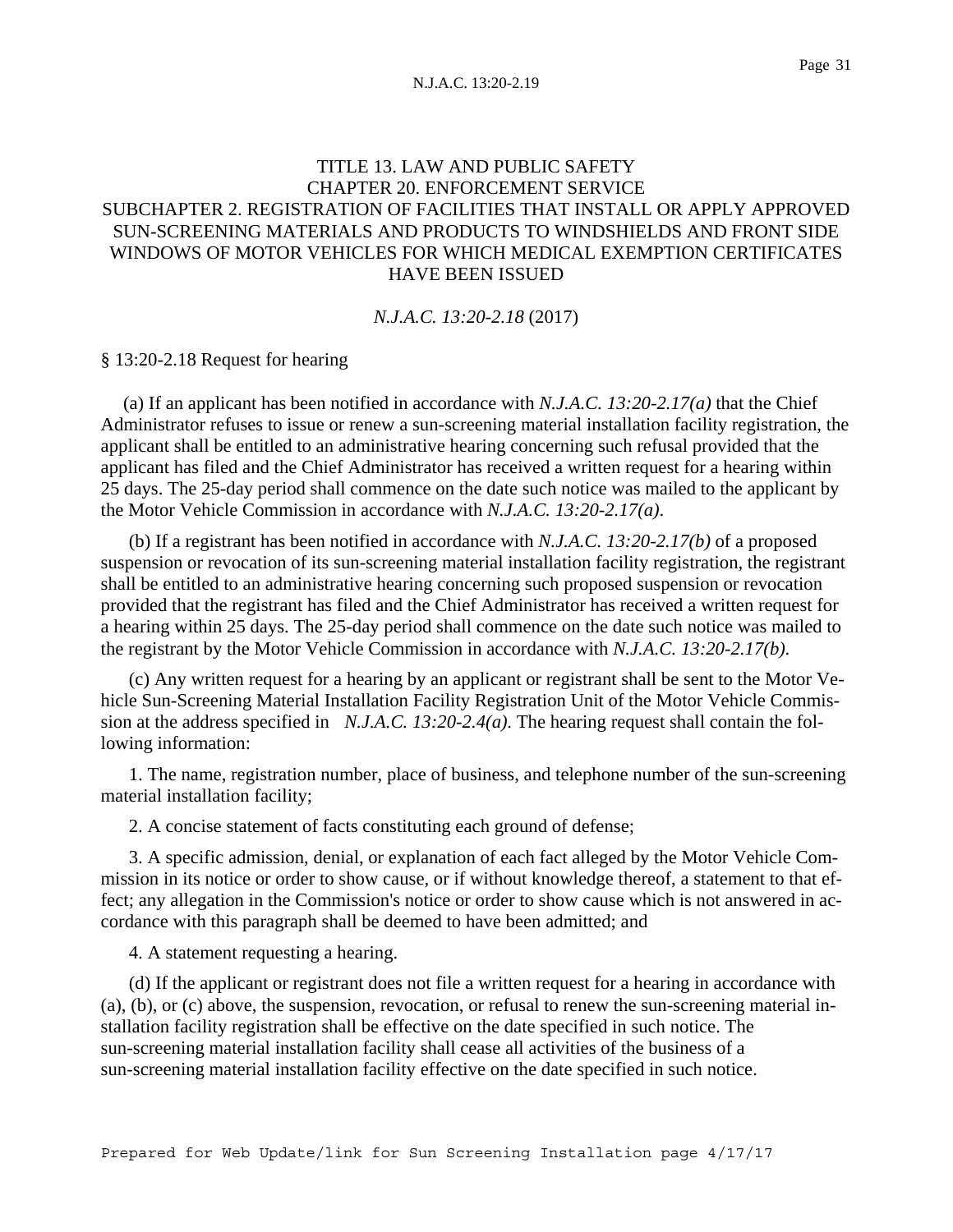TITLE 13. LAW AND PUBLIC SAFETY
CHAPTER 20. ENFORCEMENT SERVICE
SUBCHAPTER 2. REGISTRATION OF FACILITIES THAT INSTALL OR APPLY APPROVED SUN-SCREENING MATERIALS AND PRODUCTS TO WINDSHIELDS AND FRONT SIDE WINDOWS OF MOTOR VEHICLES FOR WHICH MEDICAL EXEMPTION CERTIFICATES HAVE BEEN ISSUED

*N.J.A.C. 13:20-2.18* (2017)

§ 13:20-2.18 Request for hearing

(a) If an applicant has been notified in accordance with *N.J.A.C. 13:20-2.17(a)* that the Chief Administrator refuses to issue or renew a sun-screening material installation facility registration, the applicant shall be entitled to an administrative hearing concerning such refusal provided that the applicant has filed and the Chief Administrator has received a written request for a hearing within 25 days. The 25-day period shall commence on the date such notice was mailed to the applicant by the Motor Vehicle Commission in accordance with *N.J.A.C. 13:20-2.17(a)*.

(b) If a registrant has been notified in accordance with *N.J.A.C. 13:20-2.17(b)* of a proposed suspension or revocation of its sun-screening material installation facility registration, the registrant shall be entitled to an administrative hearing concerning such proposed suspension or revocation provided that the registrant has filed and the Chief Administrator has received a written request for a hearing within 25 days. The 25-day period shall commence on the date such notice was mailed to the registrant by the Motor Vehicle Commission in accordance with *N.J.A.C. 13:20-2.17(b)*.

(c) Any written request for a hearing by an applicant or registrant shall be sent to the Motor Vehicle Sun-Screening Material Installation Facility Registration Unit of the Motor Vehicle Commission at the address specified in *N.J.A.C. 13:20-2.4(a)*. The hearing request shall contain the following information:

1. The name, registration number, place of business, and telephone number of the sun-screening material installation facility;

2. A concise statement of facts constituting each ground of defense;

3. A specific admission, denial, or explanation of each fact alleged by the Motor Vehicle Commission in its notice or order to show cause, or if without knowledge thereof, a statement to that effect; any allegation in the Commission's notice or order to show cause which is not answered in accordance with this paragraph shall be deemed to have been admitted; and

4. A statement requesting a hearing.

(d) If the applicant or registrant does not file a written request for a hearing in accordance with (a), (b), or (c) above, the suspension, revocation, or refusal to renew the sun-screening material installation facility registration shall be effective on the date specified in such notice. The sun-screening material installation facility shall cease all activities of the business of a sun-screening material installation facility effective on the date specified in such notice.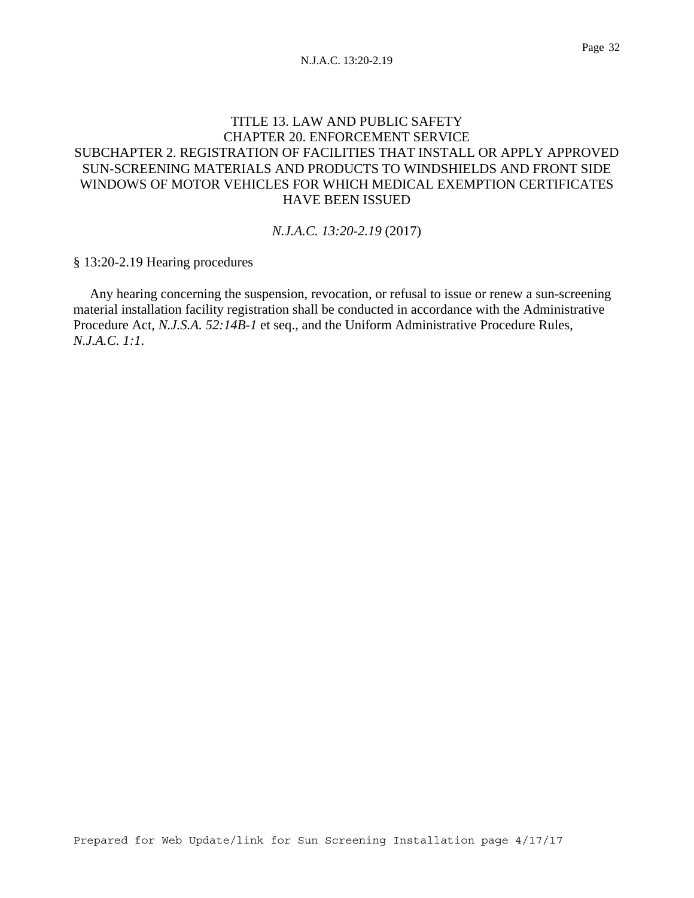TITLE 13. LAW AND PUBLIC SAFETY
CHAPTER 20. ENFORCEMENT SERVICE
SUBCHAPTER 2. REGISTRATION OF FACILITIES THAT INSTALL OR APPLY APPROVED SUN-SCREENING MATERIALS AND PRODUCTS TO WINDSHIELDS AND FRONT SIDE WINDOWS OF MOTOR VEHICLES FOR WHICH MEDICAL EXEMPTION CERTIFICATES HAVE BEEN ISSUED

*N.J.A.C. 13:20-2.19* (2017)

§ 13:20-2.19 Hearing procedures

Any hearing concerning the suspension, revocation, or refusal to issue or renew a sun-screening material installation facility registration shall be conducted in accordance with the Administrative Procedure Act, *N.J.S.A. 52:14B-1* et seq., and the Uniform Administrative Procedure Rules, *N.J.A.C. 1:1*.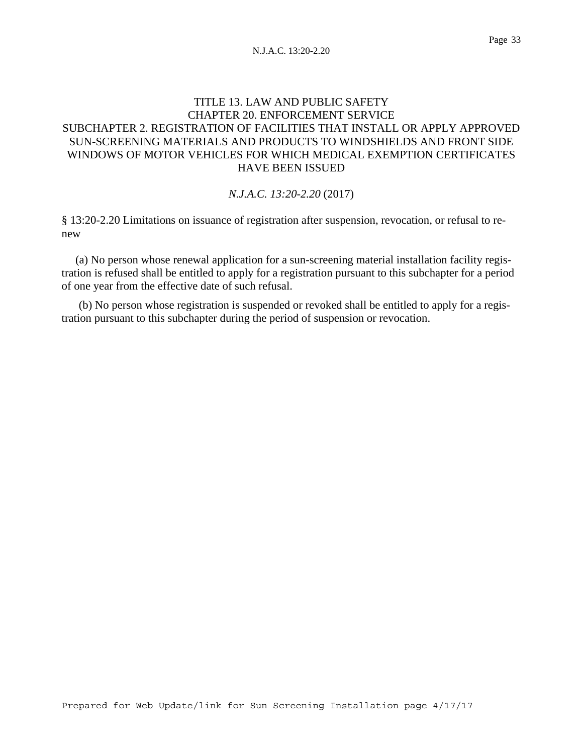TITLE 13. LAW AND PUBLIC SAFETY
CHAPTER 20. ENFORCEMENT SERVICE
SUBCHAPTER 2. REGISTRATION OF FACILITIES THAT INSTALL OR APPLY APPROVED SUN-SCREENING MATERIALS AND PRODUCTS TO WINDSHIELDS AND FRONT SIDE WINDOWS OF MOTOR VEHICLES FOR WHICH MEDICAL EXEMPTION CERTIFICATES HAVE BEEN ISSUED

*N.J.A.C. 13:20-2.20* (2017)

§ 13:20-2.20 Limitations on issuance of registration after suspension, revocation, or refusal to renew

(a) No person whose renewal application for a sun-screening material installation facility registration is refused shall be entitled to apply for a registration pursuant to this subchapter for a period of one year from the effective date of such refusal.

(b) No person whose registration is suspended or revoked shall be entitled to apply for a registration pursuant to this subchapter during the period of suspension or revocation.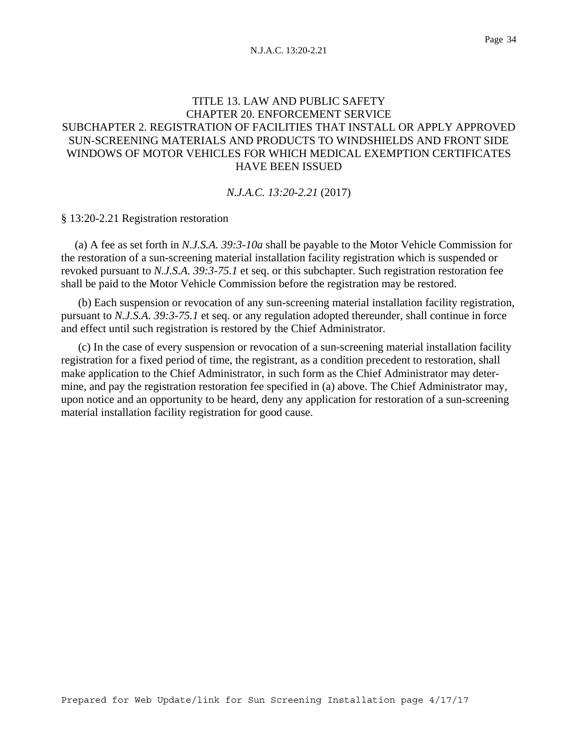TITLE 13. LAW AND PUBLIC SAFETY
CHAPTER 20. ENFORCEMENT SERVICE
SUBCHAPTER 2. REGISTRATION OF FACILITIES THAT INSTALL OR APPLY APPROVED SUN-SCREENING MATERIALS AND PRODUCTS TO WINDSHIELDS AND FRONT SIDE WINDOWS OF MOTOR VEHICLES FOR WHICH MEDICAL EXEMPTION CERTIFICATES HAVE BEEN ISSUED

*N.J.A.C. 13:20-2.21* (2017)

§ 13:20-2.21 Registration restoration

(a) A fee as set forth in *N.J.S.A. 39:3-10a* shall be payable to the Motor Vehicle Commission for the restoration of a sun-screening material installation facility registration which is suspended or revoked pursuant to *N.J.S.A. 39:3-75.1* et seq. or this subchapter. Such registration restoration fee shall be paid to the Motor Vehicle Commission before the registration may be restored.

(b) Each suspension or revocation of any sun-screening material installation facility registration, pursuant to *N.J.S.A. 39:3-75.1* et seq. or any regulation adopted thereunder, shall continue in force and effect until such registration is restored by the Chief Administrator.

(c) In the case of every suspension or revocation of a sun-screening material installation facility registration for a fixed period of time, the registrant, as a condition precedent to restoration, shall make application to the Chief Administrator, in such form as the Chief Administrator may determine, and pay the registration restoration fee specified in (a) above. The Chief Administrator may, upon notice and an opportunity to be heard, deny any application for restoration of a sun-screening material installation facility registration for good cause.